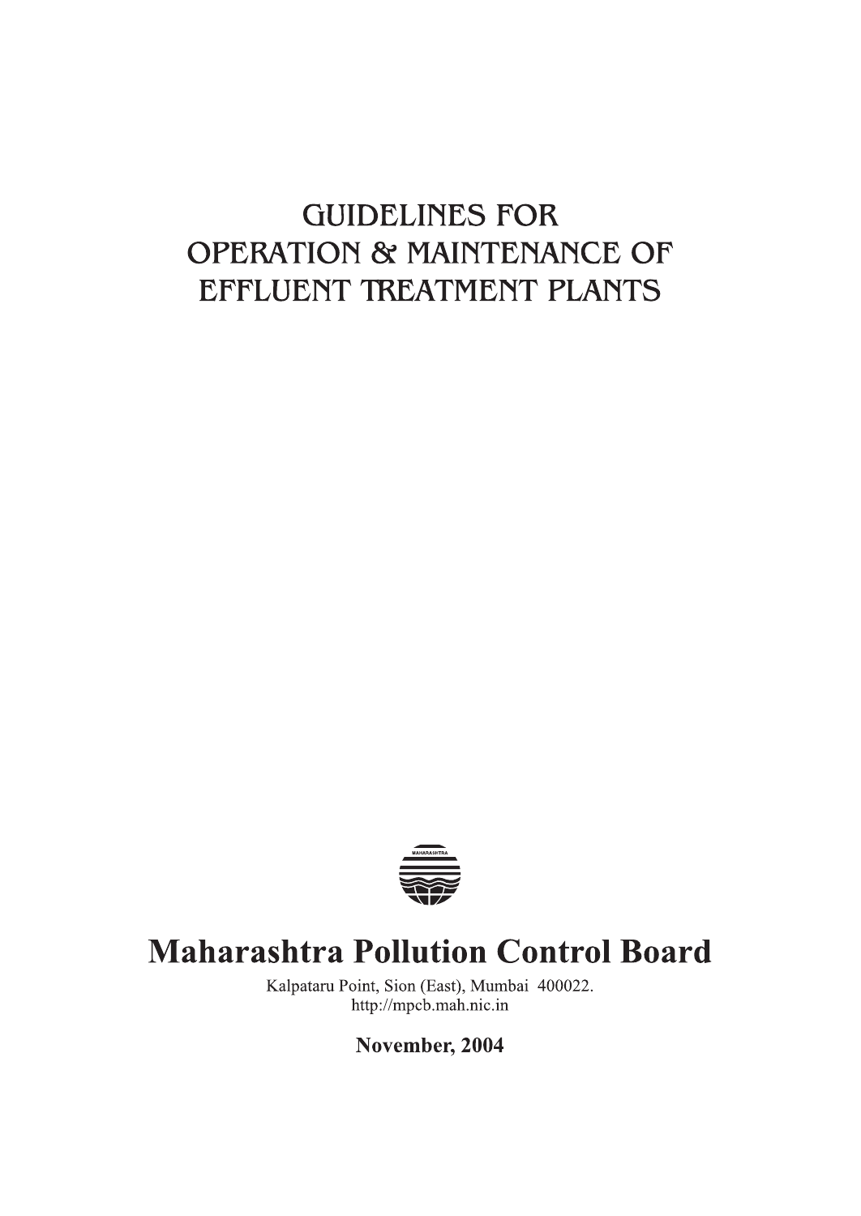# GUIDELINES FOR OPERATION & MAINTENANCE OF EFFLUENT TREATMENT PLANTS

## Maharashtra Pollution Control Board

Kalpataru Point, Sion (East), Mumbai 400022.
http://mpcb.mah.nic.in

**November, 2004**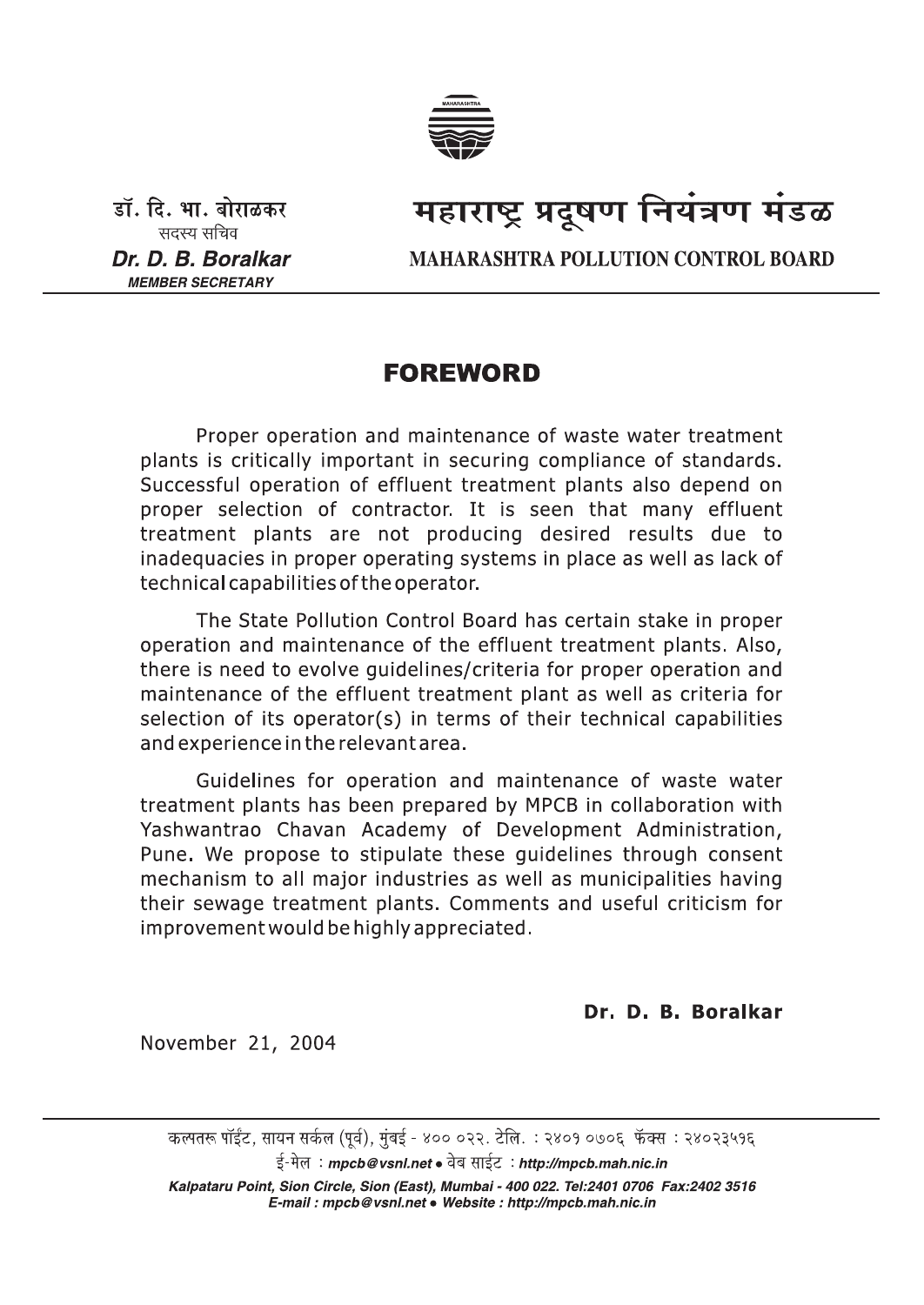डॉ. दि. भा. बोराळकर
सदस्य सचिव
***Dr. D. B. Boralkar***
***MEMBER SECRETARY***

# महाराष्ट्र प्रदूषण नियंत्रण मंडळ

**MAHARASHTRA POLLUTION CONTROL BOARD**

## FOREWORD

Proper operation and maintenance of waste water treatment plants is critically important in securing compliance of standards. Successful operation of effluent treatment plants also depend on proper selection of contractor. It is seen that many effluent treatment plants are not producing desired results due to inadequacies in proper operating systems in place as well as lack of technical capabilities of the operator.

The State Pollution Control Board has certain stake in proper operation and maintenance of the effluent treatment plants. Also, there is need to evolve guidelines/criteria for proper operation and maintenance of the effluent treatment plant as well as criteria for selection of its operator(s) in terms of their technical capabilities and experience in the relevant area.

Guidelines for operation and maintenance of waste water treatment plants has been prepared by MPCB in collaboration with Yashwantrao Chavan Academy of Development Administration, Pune. We propose to stipulate these guidelines through consent mechanism to all major industries as well as municipalities having their sewage treatment plants. Comments and useful criticism for improvement would be highly appreciated.

**Dr. D. B. Boralkar**

November 21, 2004

कल्पतरू पॉईंट, सायन सर्कल (पूर्व), मुंबई - ४०० ०२२. टेलि. : २४०१ ०७०६ फॅक्स : २४०२३५१६
ई-मेल : ***mpcb@vsnl.net*** • वेब साईट : ***http://mpcb.mah.nic.in***

***Kalpataru Point, Sion Circle, Sion (East), Mumbai - 400 022. Tel:2401 0706 Fax:2402 3516***
***E-mail : mpcb@vsnl.net • Website : http://mpcb.mah.nic.in***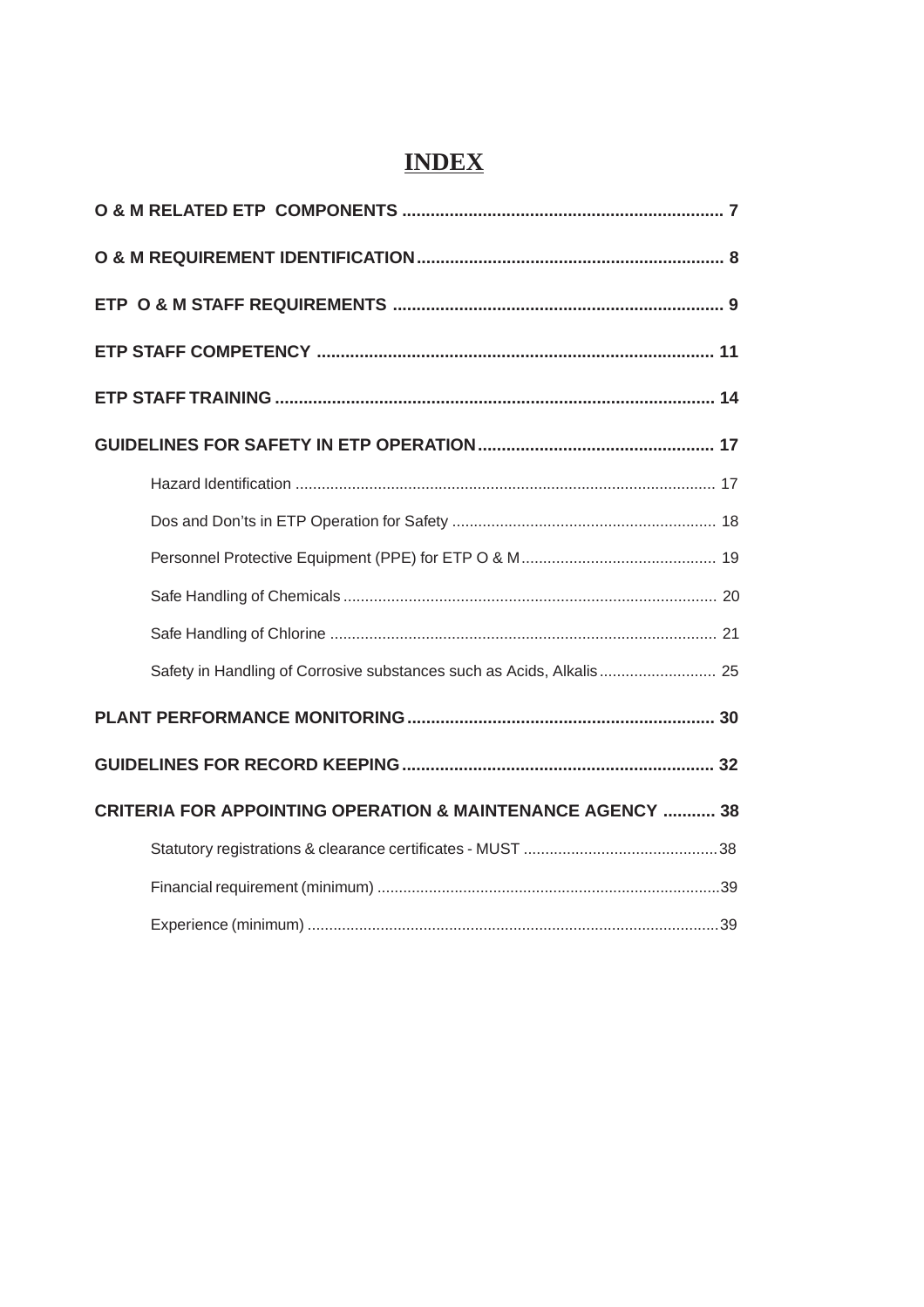# INDEX

**O & M RELATED ETP COMPONENTS .................................................................... 7**

**O & M REQUIREMENT IDENTIFICATION................................................................ 8**

**ETP O & M STAFF REQUIREMENTS ..................................................................... 9**

**ETP STAFF COMPETENCY ................................................................................... 11**

**ETP STAFF TRAINING ........................................................................................... 14**

**GUIDELINES FOR SAFETY IN ETP OPERATION.................................................. 17**

- Hazard Identification ................................................................................................ 17
- Dos and Don'ts in ETP Operation for Safety ............................................................ 18
- Personnel Protective Equipment (PPE) for ETP O & M............................................ 19
- Safe Handling of Chemicals ..................................................................................... 20
- Safe Handling of Chlorine ........................................................................................ 21
- Safety in Handling of Corrosive substances such as Acids, Alkalis.......................... 25

**PLANT PERFORMANCE MONITORING................................................................ 30**

**GUIDELINES FOR RECORD KEEPING................................................................. 32**

**CRITERIA FOR APPOINTING OPERATION & MAINTENANCE AGENCY ........... 38**

- Statutory registrations & clearance certificates - MUST ............................................38
- Financial requirement (minimum) ...............................................................................39
- Experience (minimum) ...............................................................................................39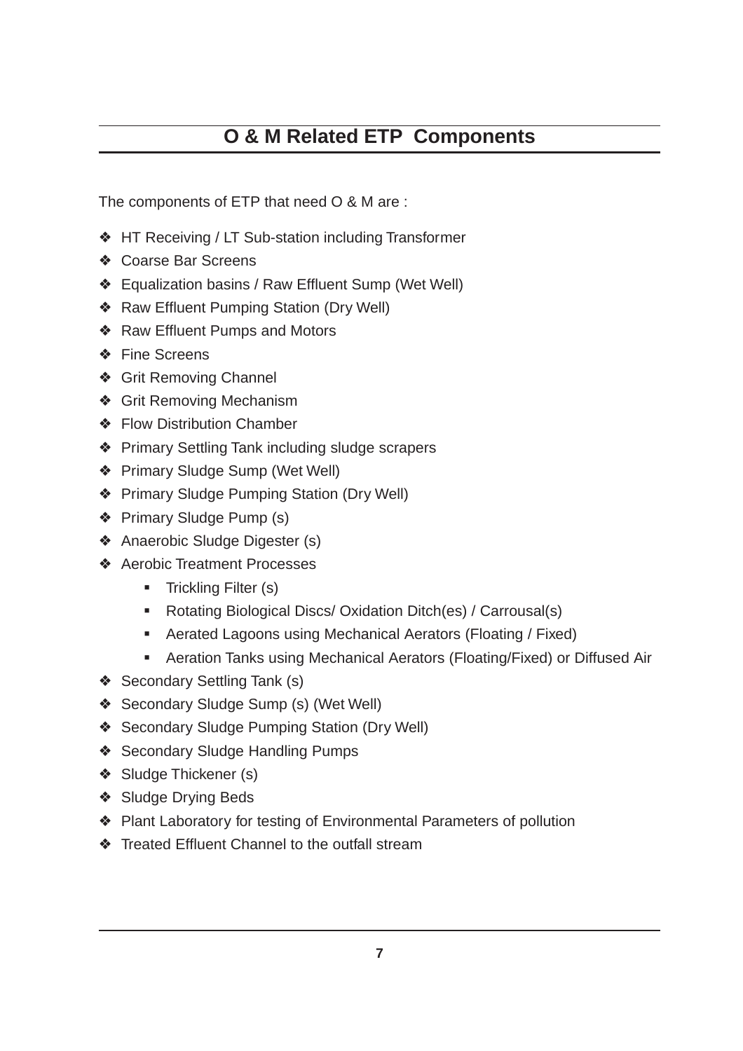# O & M Related ETP Components

The components of ETP that need O & M are :

- HT Receiving / LT Sub-station including Transformer
- Coarse Bar Screens
- Equalization basins / Raw Effluent Sump (Wet Well)
- Raw Effluent Pumping Station (Dry Well)
- Raw Effluent Pumps and Motors
- Fine Screens
- Grit Removing Channel
- Grit Removing Mechanism
- Flow Distribution Chamber
- Primary Settling Tank including sludge scrapers
- Primary Sludge Sump (Wet Well)
- Primary Sludge Pumping Station (Dry Well)
- Primary Sludge Pump (s)
- Anaerobic Sludge Digester (s)
- Aerobic Treatment Processes
  - Trickling Filter (s)
  - Rotating Biological Discs/ Oxidation Ditch(es) / Carrousal(s)
  - Aerated Lagoons using Mechanical Aerators (Floating / Fixed)
  - Aeration Tanks using Mechanical Aerators (Floating/Fixed) or Diffused Air
- Secondary Settling Tank (s)
- Secondary Sludge Sump (s) (Wet Well)
- Secondary Sludge Pumping Station (Dry Well)
- Secondary Sludge Handling Pumps
- Sludge Thickener (s)
- Sludge Drying Beds
- Plant Laboratory for testing of Environmental Parameters of pollution
- Treated Effluent Channel to the outfall stream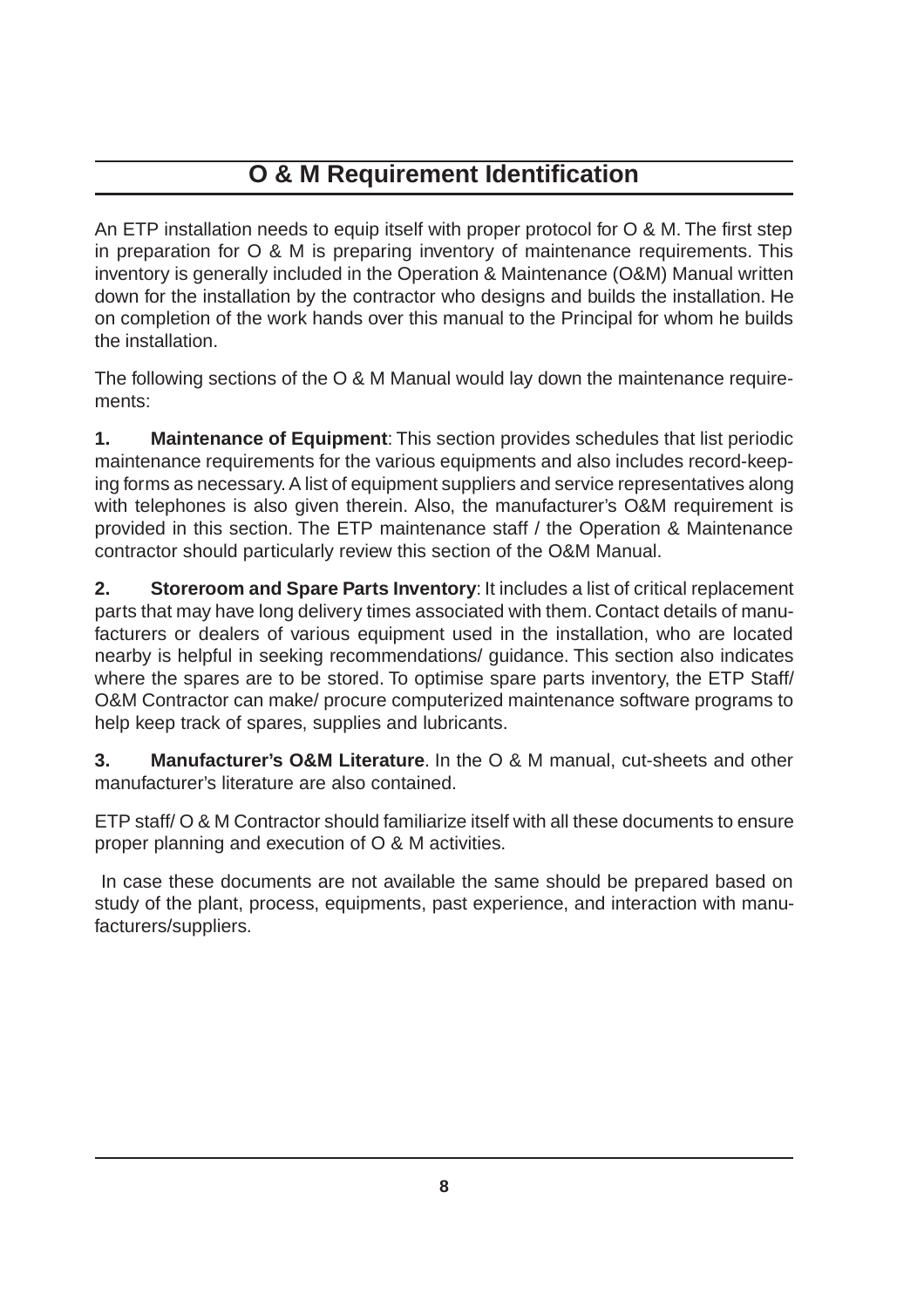# O & M Requirement Identification

An ETP installation needs to equip itself with proper protocol for O & M. The first step in preparation for O & M is preparing inventory of maintenance requirements. This inventory is generally included in the Operation & Maintenance (O&M) Manual written down for the installation by the contractor who designs and builds the installation. He on completion of the work hands over this manual to the Principal for whom he builds the installation.

The following sections of the O & M Manual would lay down the maintenance requirements:

**1. Maintenance of Equipment**: This section provides schedules that list periodic maintenance requirements for the various equipments and also includes record-keeping forms as necessary. A list of equipment suppliers and service representatives along with telephones is also given therein. Also, the manufacturer's O&M requirement is provided in this section. The ETP maintenance staff / the Operation & Maintenance contractor should particularly review this section of the O&M Manual.

**2. Storeroom and Spare Parts Inventory**: It includes a list of critical replacement parts that may have long delivery times associated with them. Contact details of manufacturers or dealers of various equipment used in the installation, who are located nearby is helpful in seeking recommendations/ guidance. This section also indicates where the spares are to be stored. To optimise spare parts inventory, the ETP Staff/ O&M Contractor can make/ procure computerized maintenance software programs to help keep track of spares, supplies and lubricants.

**3. Manufacturer's O&M Literature**. In the O & M manual, cut-sheets and other manufacturer's literature are also contained.

ETP staff/ O & M Contractor should familiarize itself with all these documents to ensure proper planning and execution of O & M activities.

In case these documents are not available the same should be prepared based on study of the plant, process, equipments, past experience, and interaction with manufacturers/suppliers.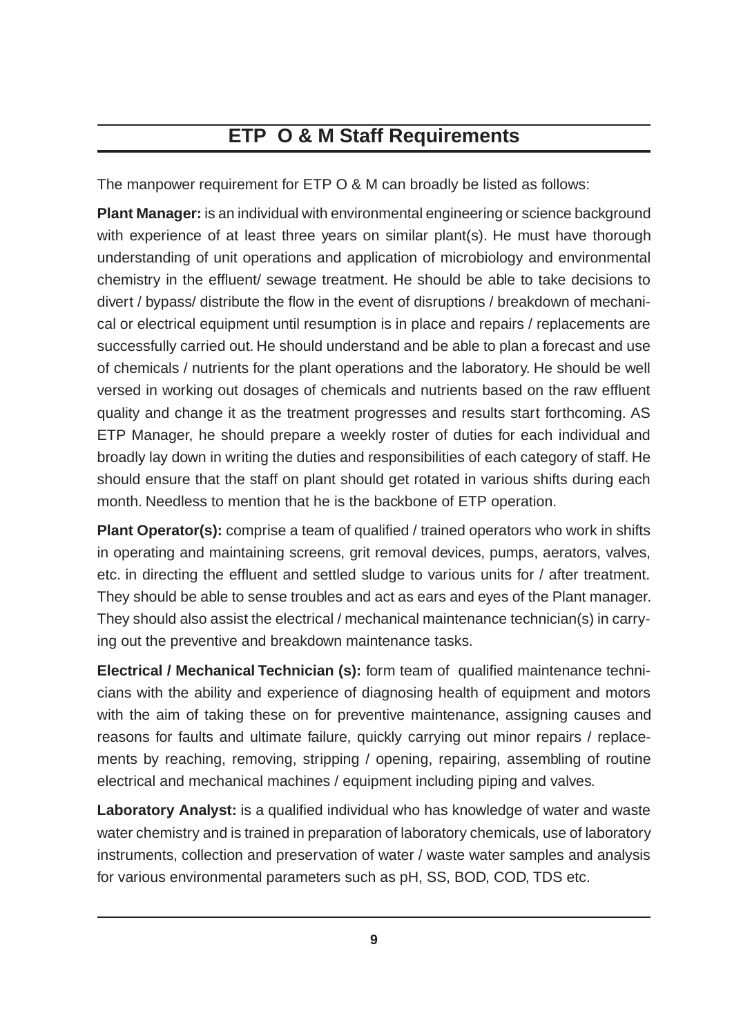# ETP O & M Staff Requirements

The manpower requirement for ETP O & M can broadly be listed as follows:

**Plant Manager:** is an individual with environmental engineering or science background with experience of at least three years on similar plant(s). He must have thorough understanding of unit operations and application of microbiology and environmental chemistry in the effluent/ sewage treatment. He should be able to take decisions to divert / bypass/ distribute the flow in the event of disruptions / breakdown of mechanical or electrical equipment until resumption is in place and repairs / replacements are successfully carried out. He should understand and be able to plan a forecast and use of chemicals / nutrients for the plant operations and the laboratory. He should be well versed in working out dosages of chemicals and nutrients based on the raw effluent quality and change it as the treatment progresses and results start forthcoming. AS ETP Manager, he should prepare a weekly roster of duties for each individual and broadly lay down in writing the duties and responsibilities of each category of staff. He should ensure that the staff on plant should get rotated in various shifts during each month. Needless to mention that he is the backbone of ETP operation.

**Plant Operator(s):** comprise a team of qualified / trained operators who work in shifts in operating and maintaining screens, grit removal devices, pumps, aerators, valves, etc. in directing the effluent and settled sludge to various units for / after treatment. They should be able to sense troubles and act as ears and eyes of the Plant manager. They should also assist the electrical / mechanical maintenance technician(s) in carrying out the preventive and breakdown maintenance tasks.

**Electrical / Mechanical Technician (s):** form team of qualified maintenance technicians with the ability and experience of diagnosing health of equipment and motors with the aim of taking these on for preventive maintenance, assigning causes and reasons for faults and ultimate failure, quickly carrying out minor repairs / replacements by reaching, removing, stripping / opening, repairing, assembling of routine electrical and mechanical machines / equipment including piping and valves.

**Laboratory Analyst:** is a qualified individual who has knowledge of water and waste water chemistry and is trained in preparation of laboratory chemicals, use of laboratory instruments, collection and preservation of water / waste water samples and analysis for various environmental parameters such as pH, SS, BOD, COD, TDS etc.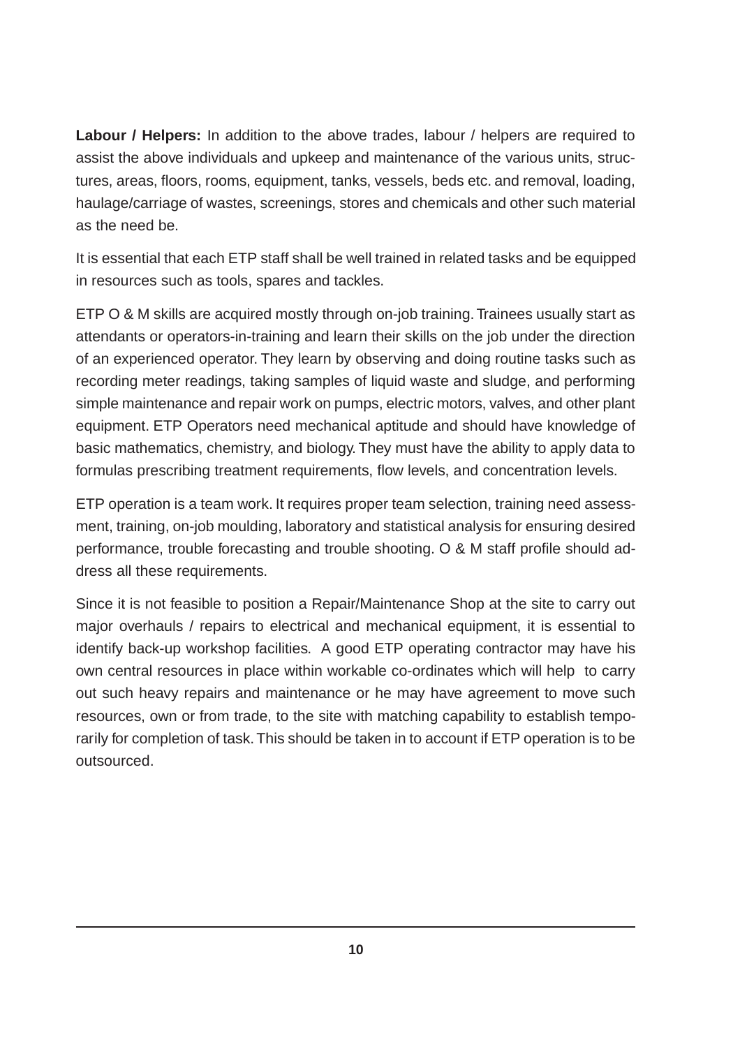**Labour / Helpers:** In addition to the above trades, labour / helpers are required to assist the above individuals and upkeep and maintenance of the various units, structures, areas, floors, rooms, equipment, tanks, vessels, beds etc. and removal, loading, haulage/carriage of wastes, screenings, stores and chemicals and other such material as the need be.

It is essential that each ETP staff shall be well trained in related tasks and be equipped in resources such as tools, spares and tackles.

ETP O & M skills are acquired mostly through on-job training. Trainees usually start as attendants or operators-in-training and learn their skills on the job under the direction of an experienced operator. They learn by observing and doing routine tasks such as recording meter readings, taking samples of liquid waste and sludge, and performing simple maintenance and repair work on pumps, electric motors, valves, and other plant equipment. ETP Operators need mechanical aptitude and should have knowledge of basic mathematics, chemistry, and biology. They must have the ability to apply data to formulas prescribing treatment requirements, flow levels, and concentration levels.

ETP operation is a team work. It requires proper team selection, training need assessment, training, on-job moulding, laboratory and statistical analysis for ensuring desired performance, trouble forecasting and trouble shooting. O & M staff profile should address all these requirements.

Since it is not feasible to position a Repair/Maintenance Shop at the site to carry out major overhauls / repairs to electrical and mechanical equipment, it is essential to identify back-up workshop facilities. A good ETP operating contractor may have his own central resources in place within workable co-ordinates which will help to carry out such heavy repairs and maintenance or he may have agreement to move such resources, own or from trade, to the site with matching capability to establish temporarily for completion of task. This should be taken in to account if ETP operation is to be outsourced.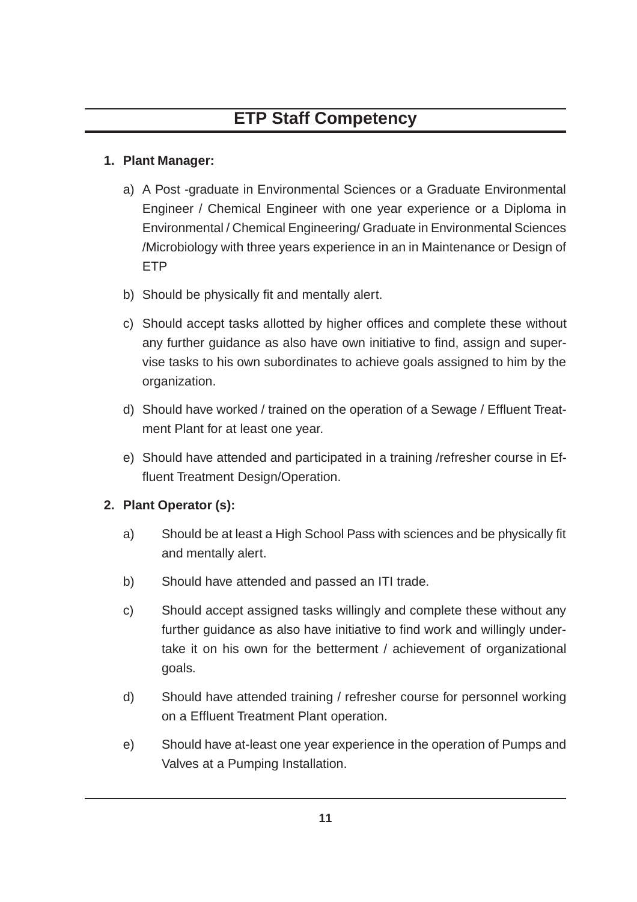# ETP Staff Competency

**1. Plant Manager:**

a) A Post -graduate in Environmental Sciences or a Graduate Environmental Engineer / Chemical Engineer with one year experience or a Diploma in Environmental / Chemical Engineering/ Graduate in Environmental Sciences /Microbiology with three years experience in an in Maintenance or Design of ETP

b) Should be physically fit and mentally alert.

c) Should accept tasks allotted by higher offices and complete these without any further guidance as also have own initiative to find, assign and supervise tasks to his own subordinates to achieve goals assigned to him by the organization.

d) Should have worked / trained on the operation of a Sewage / Effluent Treatment Plant for at least one year.

e) Should have attended and participated in a training /refresher course in Effluent Treatment Design/Operation.

**2. Plant Operator (s):**

a) Should be at least a High School Pass with sciences and be physically fit and mentally alert.

b) Should have attended and passed an ITI trade.

c) Should accept assigned tasks willingly and complete these without any further guidance as also have initiative to find work and willingly undertake it on his own for the betterment / achievement of organizational goals.

d) Should have attended training / refresher course for personnel working on a Effluent Treatment Plant operation.

e) Should have at-least one year experience in the operation of Pumps and Valves at a Pumping Installation.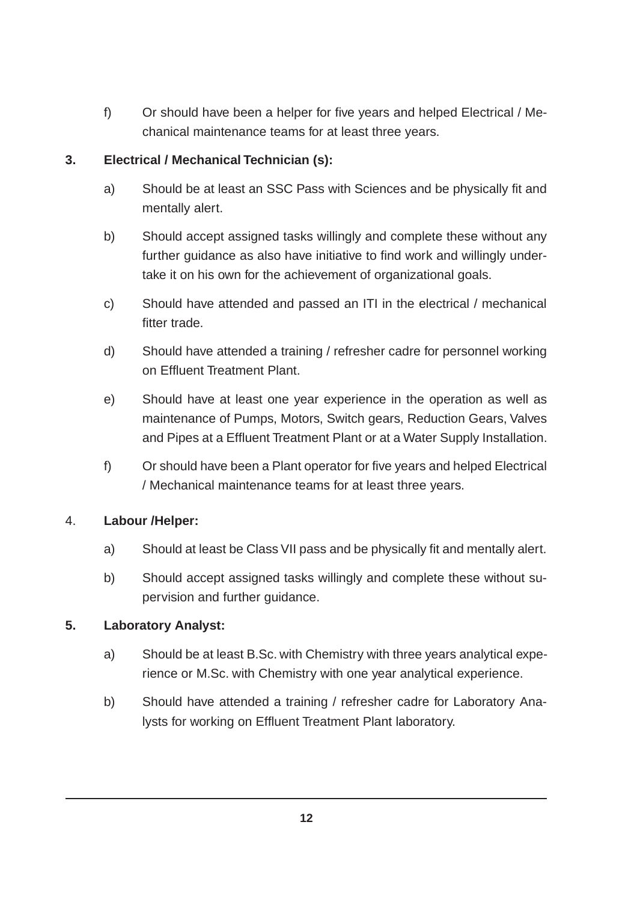f) Or should have been a helper for five years and helped Electrical / Mechanical maintenance teams for at least three years.

**3. Electrical / Mechanical Technician (s):**

a) Should be at least an SSC Pass with Sciences and be physically fit and mentally alert.

b) Should accept assigned tasks willingly and complete these without any further guidance as also have initiative to find work and willingly undertake it on his own for the achievement of organizational goals.

c) Should have attended and passed an ITI in the electrical / mechanical fitter trade.

d) Should have attended a training / refresher cadre for personnel working on Effluent Treatment Plant.

e) Should have at least one year experience in the operation as well as maintenance of Pumps, Motors, Switch gears, Reduction Gears, Valves and Pipes at a Effluent Treatment Plant or at a Water Supply Installation.

f) Or should have been a Plant operator for five years and helped Electrical / Mechanical maintenance teams for at least three years.

4. **Labour /Helper:**

a) Should at least be Class VII pass and be physically fit and mentally alert.

b) Should accept assigned tasks willingly and complete these without supervision and further guidance.

**5. Laboratory Analyst:**

a) Should be at least B.Sc. with Chemistry with three years analytical experience or M.Sc. with Chemistry with one year analytical experience.

b) Should have attended a training / refresher cadre for Laboratory Analysts for working on Effluent Treatment Plant laboratory.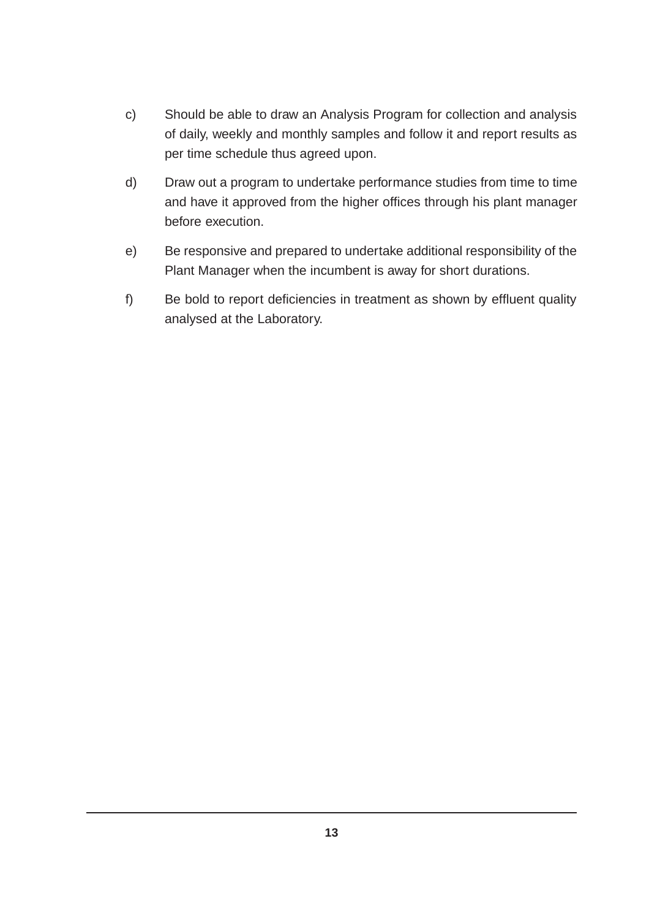c) Should be able to draw an Analysis Program for collection and analysis of daily, weekly and monthly samples and follow it and report results as per time schedule thus agreed upon.

d) Draw out a program to undertake performance studies from time to time and have it approved from the higher offices through his plant manager before execution.

e) Be responsive and prepared to undertake additional responsibility of the Plant Manager when the incumbent is away for short durations.

f) Be bold to report deficiencies in treatment as shown by effluent quality analysed at the Laboratory.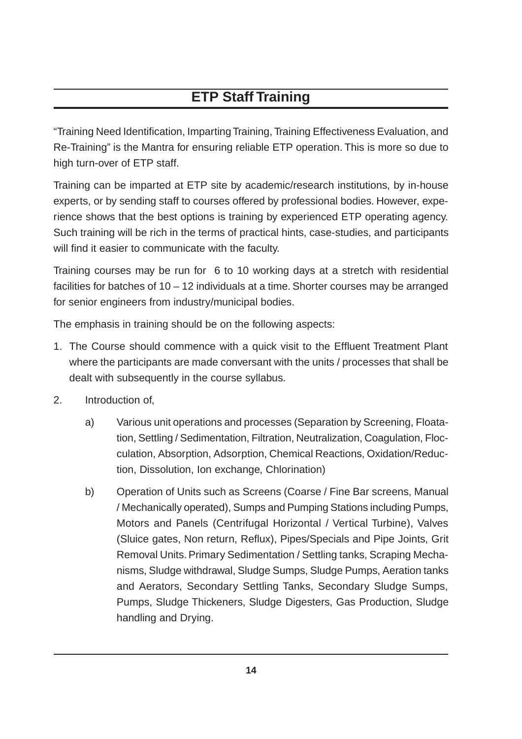## ETP Staff Training

"Training Need Identification, Imparting Training, Training Effectiveness Evaluation, and Re-Training" is the Mantra for ensuring reliable ETP operation. This is more so due to high turn-over of ETP staff.

Training can be imparted at ETP site by academic/research institutions, by in-house experts, or by sending staff to courses offered by professional bodies. However, experience shows that the best options is training by experienced ETP operating agency. Such training will be rich in the terms of practical hints, case-studies, and participants will find it easier to communicate with the faculty.

Training courses may be run for 6 to 10 working days at a stretch with residential facilities for batches of 10 – 12 individuals at a time. Shorter courses may be arranged for senior engineers from industry/municipal bodies.

The emphasis in training should be on the following aspects:

1. The Course should commence with a quick visit to the Effluent Treatment Plant where the participants are made conversant with the units / processes that shall be dealt with subsequently in the course syllabus.

2. Introduction of,

   a) Various unit operations and processes (Separation by Screening, Floatation, Settling / Sedimentation, Filtration, Neutralization, Coagulation, Flocculation, Absorption, Adsorption, Chemical Reactions, Oxidation/Reduction, Dissolution, Ion exchange, Chlorination)

   b) Operation of Units such as Screens (Coarse / Fine Bar screens, Manual / Mechanically operated), Sumps and Pumping Stations including Pumps, Motors and Panels (Centrifugal Horizontal / Vertical Turbine), Valves (Sluice gates, Non return, Reflux), Pipes/Specials and Pipe Joints, Grit Removal Units. Primary Sedimentation / Settling tanks, Scraping Mechanisms, Sludge withdrawal, Sludge Sumps, Sludge Pumps, Aeration tanks and Aerators, Secondary Settling Tanks, Secondary Sludge Sumps, Pumps, Sludge Thickeners, Sludge Digesters, Gas Production, Sludge handling and Drying.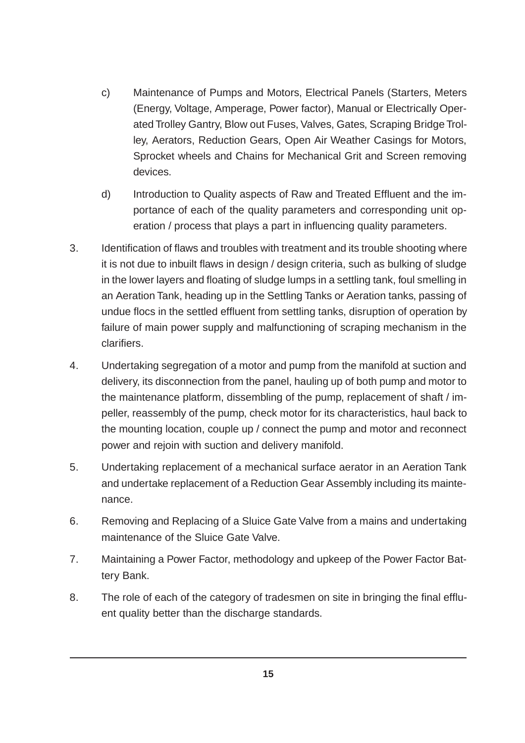c) Maintenance of Pumps and Motors, Electrical Panels (Starters, Meters (Energy, Voltage, Amperage, Power factor), Manual or Electrically Operated Trolley Gantry, Blow out Fuses, Valves, Gates, Scraping Bridge Trolley, Aerators, Reduction Gears, Open Air Weather Casings for Motors, Sprocket wheels and Chains for Mechanical Grit and Screen removing devices.

d) Introduction to Quality aspects of Raw and Treated Effluent and the importance of each of the quality parameters and corresponding unit operation / process that plays a part in influencing quality parameters.

3. Identification of flaws and troubles with treatment and its trouble shooting where it is not due to inbuilt flaws in design / design criteria, such as bulking of sludge in the lower layers and floating of sludge lumps in a settling tank, foul smelling in an Aeration Tank, heading up in the Settling Tanks or Aeration tanks, passing of undue flocs in the settled effluent from settling tanks, disruption of operation by failure of main power supply and malfunctioning of scraping mechanism in the clarifiers.

4. Undertaking segregation of a motor and pump from the manifold at suction and delivery, its disconnection from the panel, hauling up of both pump and motor to the maintenance platform, dissembling of the pump, replacement of shaft / impeller, reassembly of the pump, check motor for its characteristics, haul back to the mounting location, couple up / connect the pump and motor and reconnect power and rejoin with suction and delivery manifold.

5. Undertaking replacement of a mechanical surface aerator in an Aeration Tank and undertake replacement of a Reduction Gear Assembly including its maintenance.

6. Removing and Replacing of a Sluice Gate Valve from a mains and undertaking maintenance of the Sluice Gate Valve.

7. Maintaining a Power Factor, methodology and upkeep of the Power Factor Battery Bank.

8. The role of each of the category of tradesmen on site in bringing the final effluent quality better than the discharge standards.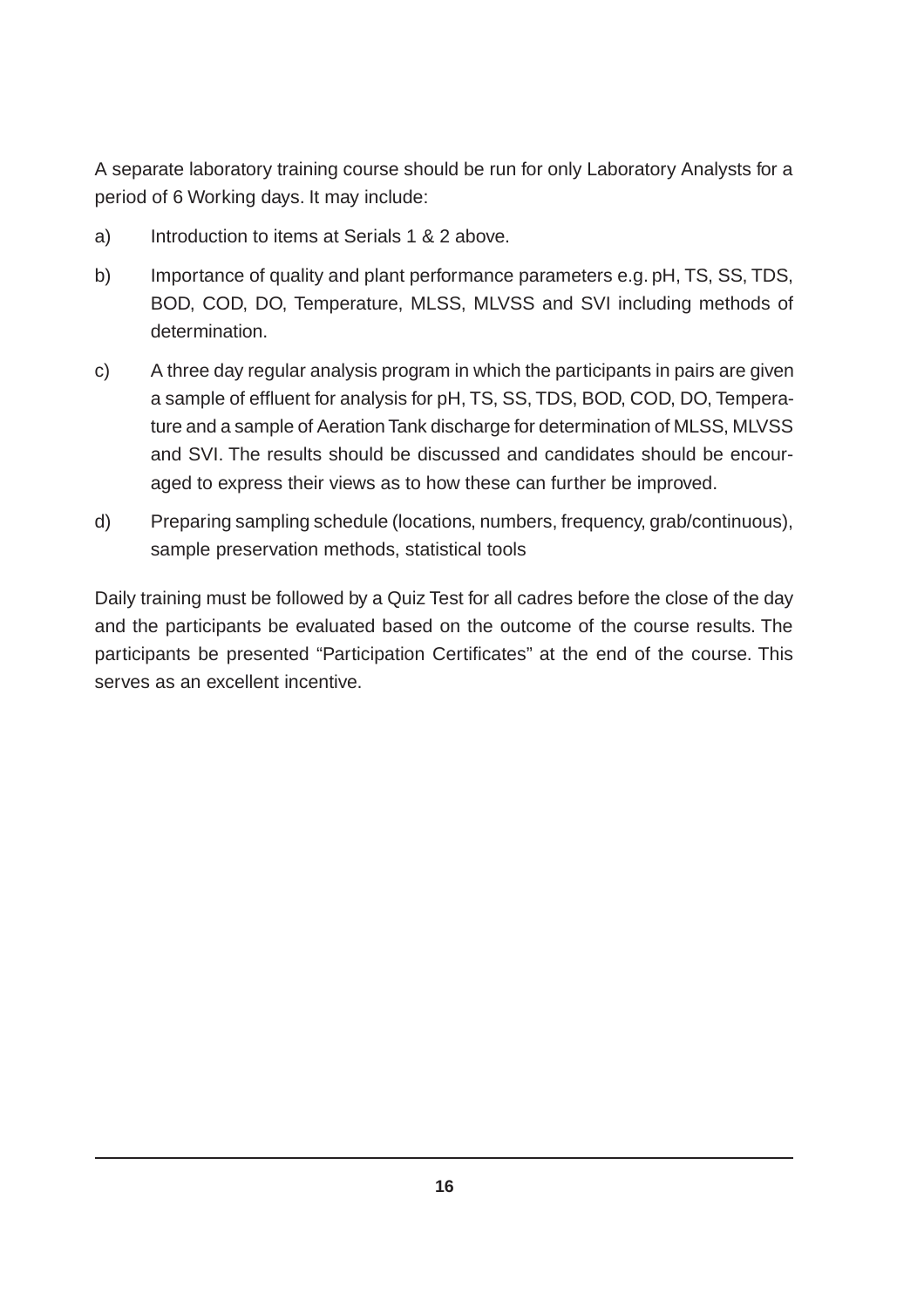A separate laboratory training course should be run for only Laboratory Analysts for a period of 6 Working days. It may include:

a) Introduction to items at Serials 1 & 2 above.

b) Importance of quality and plant performance parameters e.g. pH, TS, SS, TDS, BOD, COD, DO, Temperature, MLSS, MLVSS and SVI including methods of determination.

c) A three day regular analysis program in which the participants in pairs are given a sample of effluent for analysis for pH, TS, SS, TDS, BOD, COD, DO, Temperature and a sample of Aeration Tank discharge for determination of MLSS, MLVSS and SVI. The results should be discussed and candidates should be encouraged to express their views as to how these can further be improved.

d) Preparing sampling schedule (locations, numbers, frequency, grab/continuous), sample preservation methods, statistical tools

Daily training must be followed by a Quiz Test for all cadres before the close of the day and the participants be evaluated based on the outcome of the course results. The participants be presented "Participation Certificates" at the end of the course. This serves as an excellent incentive.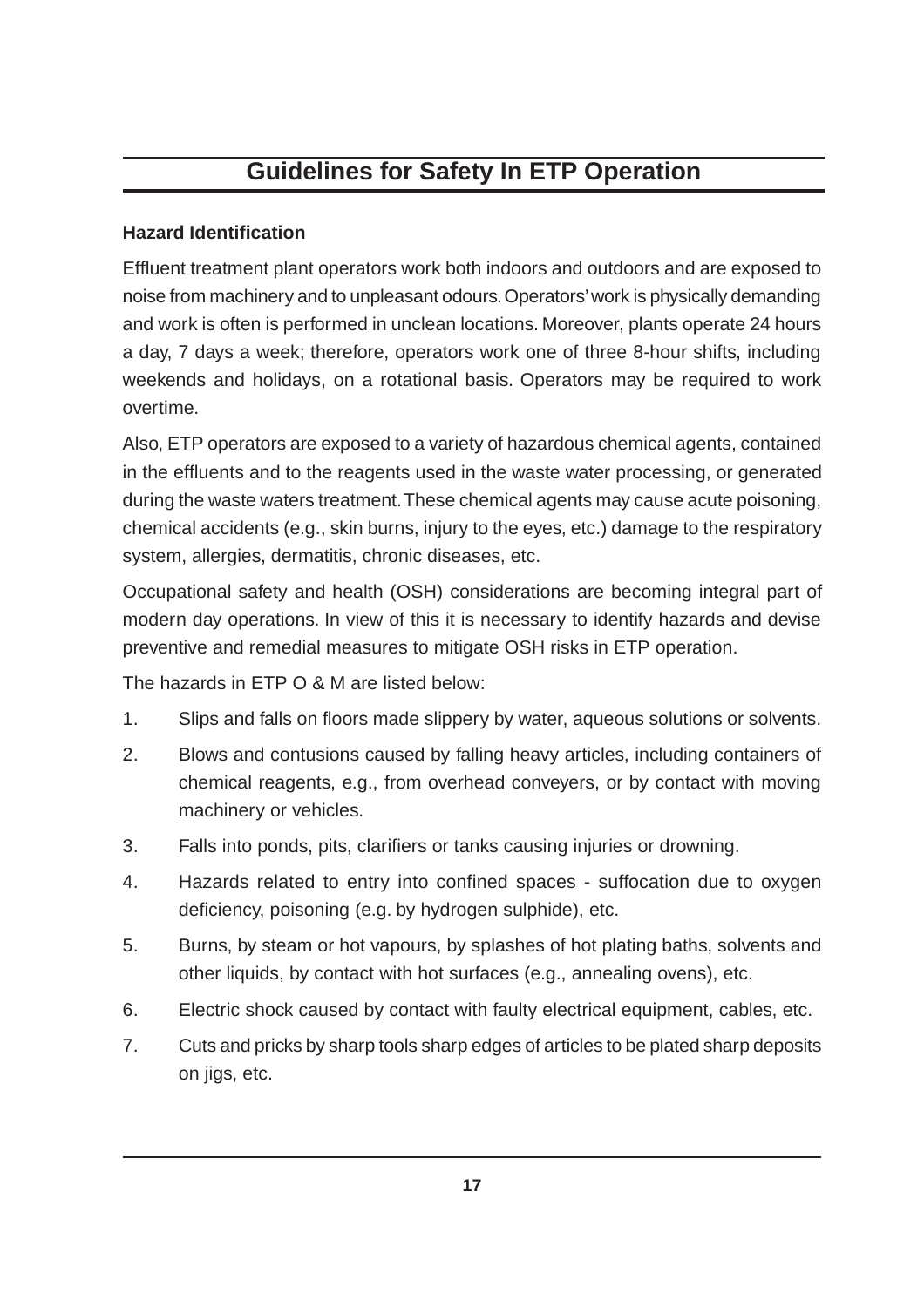# Guidelines for Safety In ETP Operation

**Hazard Identification**

Effluent treatment plant operators work both indoors and outdoors and are exposed to noise from machinery and to unpleasant odours. Operators' work is physically demanding and work is often is performed in unclean locations. Moreover, plants operate 24 hours a day, 7 days a week; therefore, operators work one of three 8-hour shifts, including weekends and holidays, on a rotational basis. Operators may be required to work overtime.

Also, ETP operators are exposed to a variety of hazardous chemical agents, contained in the effluents and to the reagents used in the waste water processing, or generated during the waste waters treatment. These chemical agents may cause acute poisoning, chemical accidents (e.g., skin burns, injury to the eyes, etc.) damage to the respiratory system, allergies, dermatitis, chronic diseases, etc.

Occupational safety and health (OSH) considerations are becoming integral part of modern day operations. In view of this it is necessary to identify hazards and devise preventive and remedial measures to mitigate OSH risks in ETP operation.

The hazards in ETP O & M are listed below:

1. Slips and falls on floors made slippery by water, aqueous solutions or solvents.
2. Blows and contusions caused by falling heavy articles, including containers of chemical reagents, e.g., from overhead conveyers, or by contact with moving machinery or vehicles.
3. Falls into ponds, pits, clarifiers or tanks causing injuries or drowning.
4. Hazards related to entry into confined spaces - suffocation due to oxygen deficiency, poisoning (e.g. by hydrogen sulphide), etc.
5. Burns, by steam or hot vapours, by splashes of hot plating baths, solvents and other liquids, by contact with hot surfaces (e.g., annealing ovens), etc.
6. Electric shock caused by contact with faulty electrical equipment, cables, etc.
7. Cuts and pricks by sharp tools sharp edges of articles to be plated sharp deposits on jigs, etc.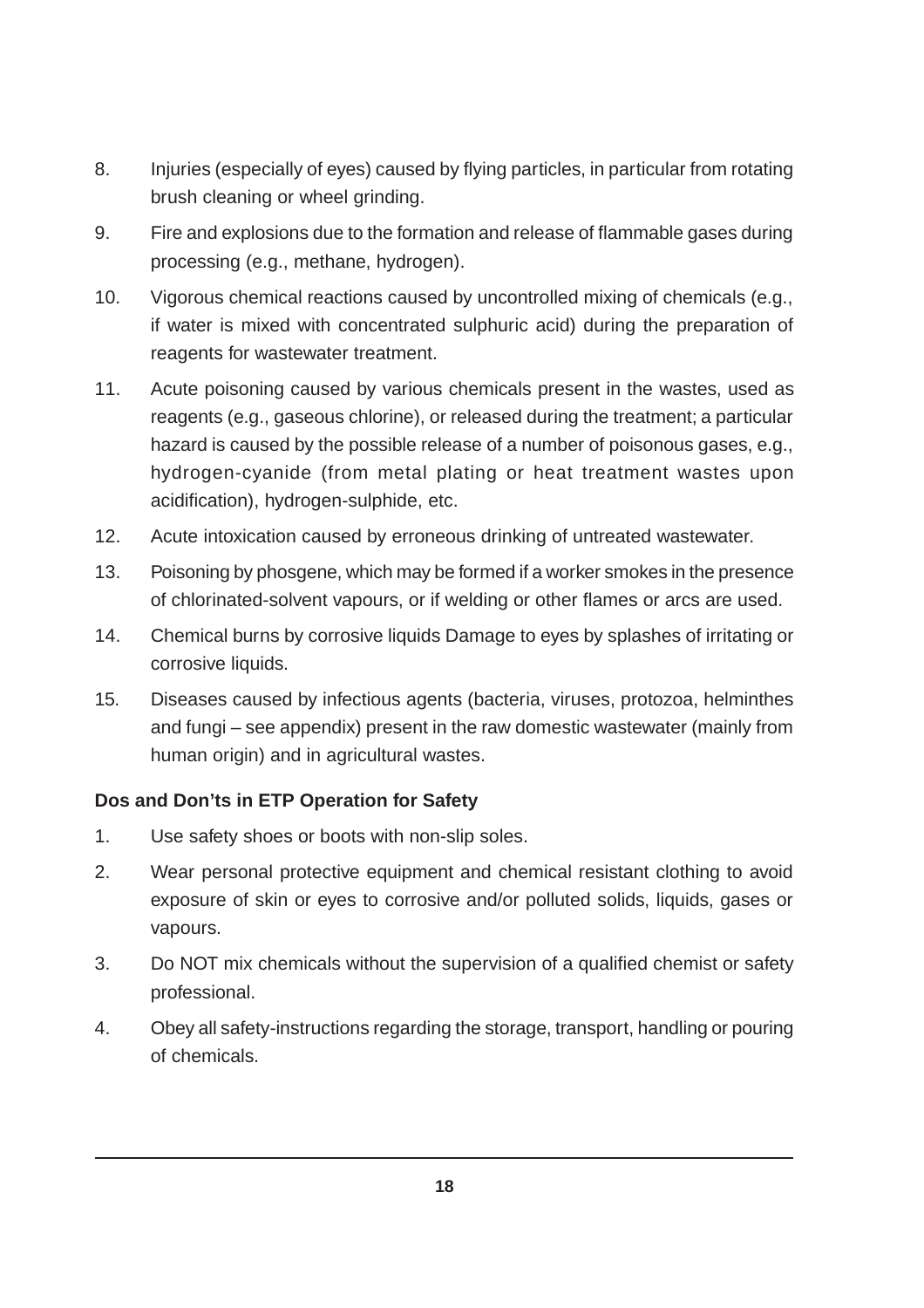8. Injuries (especially of eyes) caused by flying particles, in particular from rotating brush cleaning or wheel grinding.

9. Fire and explosions due to the formation and release of flammable gases during processing (e.g., methane, hydrogen).

10. Vigorous chemical reactions caused by uncontrolled mixing of chemicals (e.g., if water is mixed with concentrated sulphuric acid) during the preparation of reagents for wastewater treatment.

11. Acute poisoning caused by various chemicals present in the wastes, used as reagents (e.g., gaseous chlorine), or released during the treatment; a particular hazard is caused by the possible release of a number of poisonous gases, e.g., hydrogen-cyanide (from metal plating or heat treatment wastes upon acidification), hydrogen-sulphide, etc.

12. Acute intoxication caused by erroneous drinking of untreated wastewater.

13. Poisoning by phosgene, which may be formed if a worker smokes in the presence of chlorinated-solvent vapours, or if welding or other flames or arcs are used.

14. Chemical burns by corrosive liquids Damage to eyes by splashes of irritating or corrosive liquids.

15. Diseases caused by infectious agents (bacteria, viruses, protozoa, helminthes and fungi – see appendix) present in the raw domestic wastewater (mainly from human origin) and in agricultural wastes.

**Dos and Don’ts in ETP Operation for Safety**

1. Use safety shoes or boots with non-slip soles.

2. Wear personal protective equipment and chemical resistant clothing to avoid exposure of skin or eyes to corrosive and/or polluted solids, liquids, gases or vapours.

3. Do NOT mix chemicals without the supervision of a qualified chemist or safety professional.

4. Obey all safety-instructions regarding the storage, transport, handling or pouring of chemicals.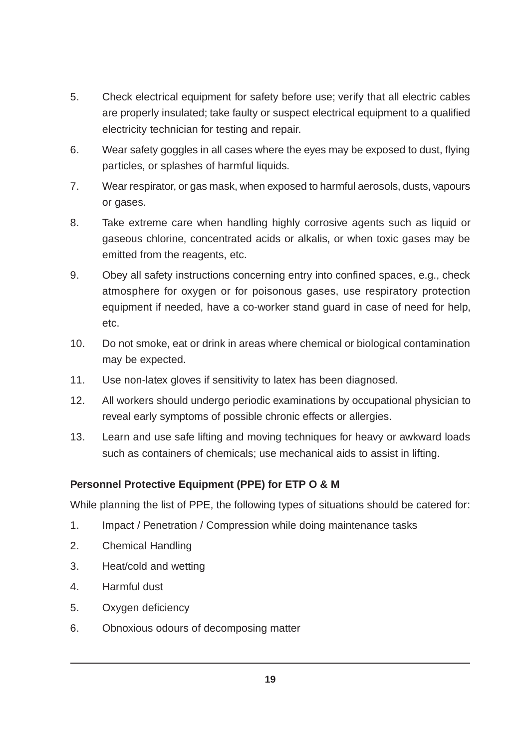5. Check electrical equipment for safety before use; verify that all electric cables are properly insulated; take faulty or suspect electrical equipment to a qualified electricity technician for testing and repair.
6. Wear safety goggles in all cases where the eyes may be exposed to dust, flying particles, or splashes of harmful liquids.
7. Wear respirator, or gas mask, when exposed to harmful aerosols, dusts, vapours or gases.
8. Take extreme care when handling highly corrosive agents such as liquid or gaseous chlorine, concentrated acids or alkalis, or when toxic gases may be emitted from the reagents, etc.
9. Obey all safety instructions concerning entry into confined spaces, e.g., check atmosphere for oxygen or for poisonous gases, use respiratory protection equipment if needed, have a co-worker stand guard in case of need for help, etc.
10. Do not smoke, eat or drink in areas where chemical or biological contamination may be expected.
11. Use non-latex gloves if sensitivity to latex has been diagnosed.
12. All workers should undergo periodic examinations by occupational physician to reveal early symptoms of possible chronic effects or allergies.
13. Learn and use safe lifting and moving techniques for heavy or awkward loads such as containers of chemicals; use mechanical aids to assist in lifting.

**Personnel Protective Equipment (PPE) for ETP O & M**

While planning the list of PPE, the following types of situations should be catered for:

1. Impact / Penetration / Compression while doing maintenance tasks
2. Chemical Handling
3. Heat/cold and wetting
4. Harmful dust
5. Oxygen deficiency
6. Obnoxious odours of decomposing matter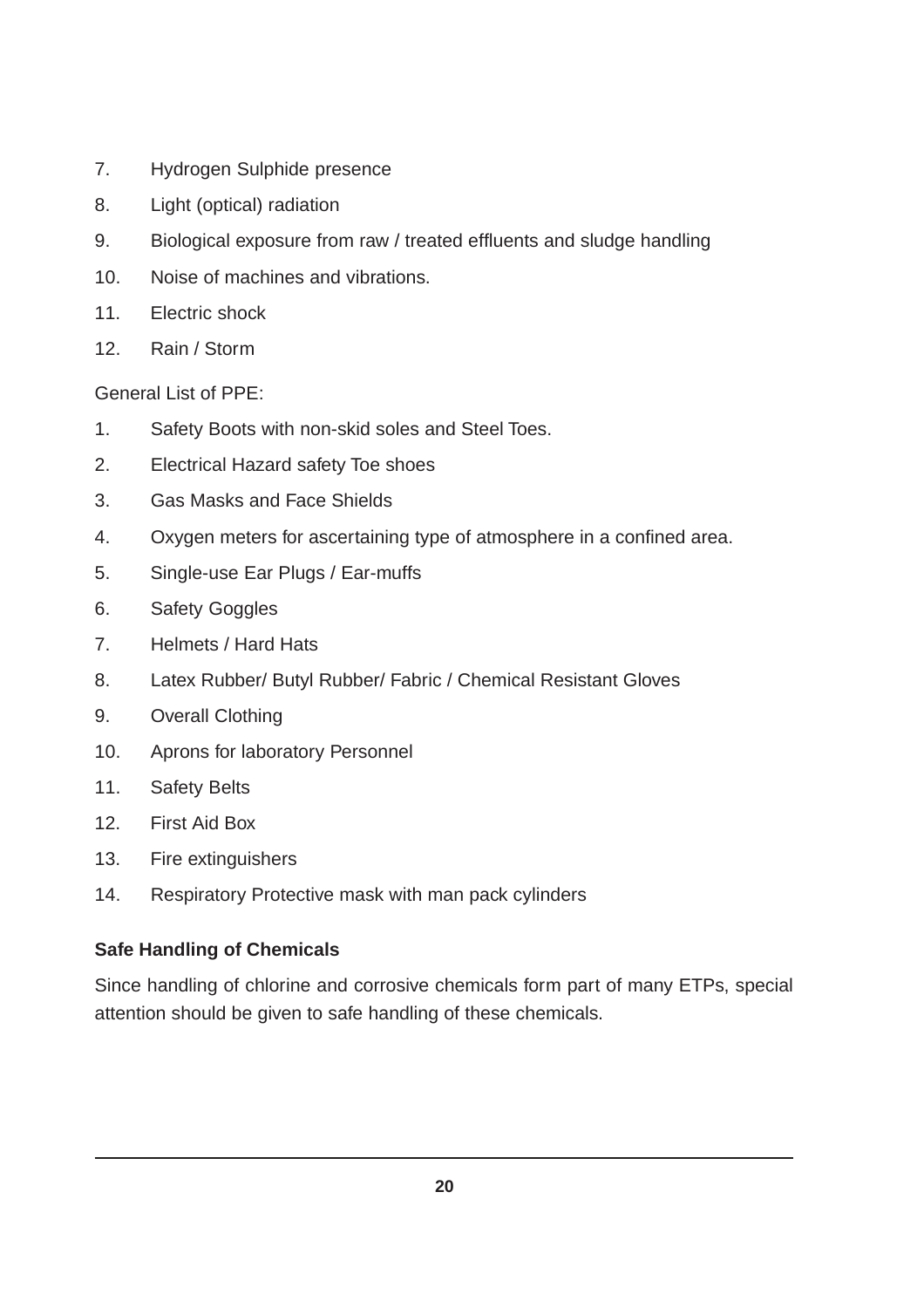7. Hydrogen Sulphide presence
8. Light (optical) radiation
9. Biological exposure from raw / treated effluents and sludge handling
10. Noise of machines and vibrations.
11. Electric shock
12. Rain / Storm

General List of PPE:

1. Safety Boots with non-skid soles and Steel Toes.
2. Electrical Hazard safety Toe shoes
3. Gas Masks and Face Shields
4. Oxygen meters for ascertaining type of atmosphere in a confined area.
5. Single-use Ear Plugs / Ear-muffs
6. Safety Goggles
7. Helmets / Hard Hats
8. Latex Rubber/ Butyl Rubber/ Fabric / Chemical Resistant Gloves
9. Overall Clothing
10. Aprons for laboratory Personnel
11. Safety Belts
12. First Aid Box
13. Fire extinguishers
14. Respiratory Protective mask with man pack cylinders

**Safe Handling of Chemicals**

Since handling of chlorine and corrosive chemicals form part of many ETPs, special attention should be given to safe handling of these chemicals.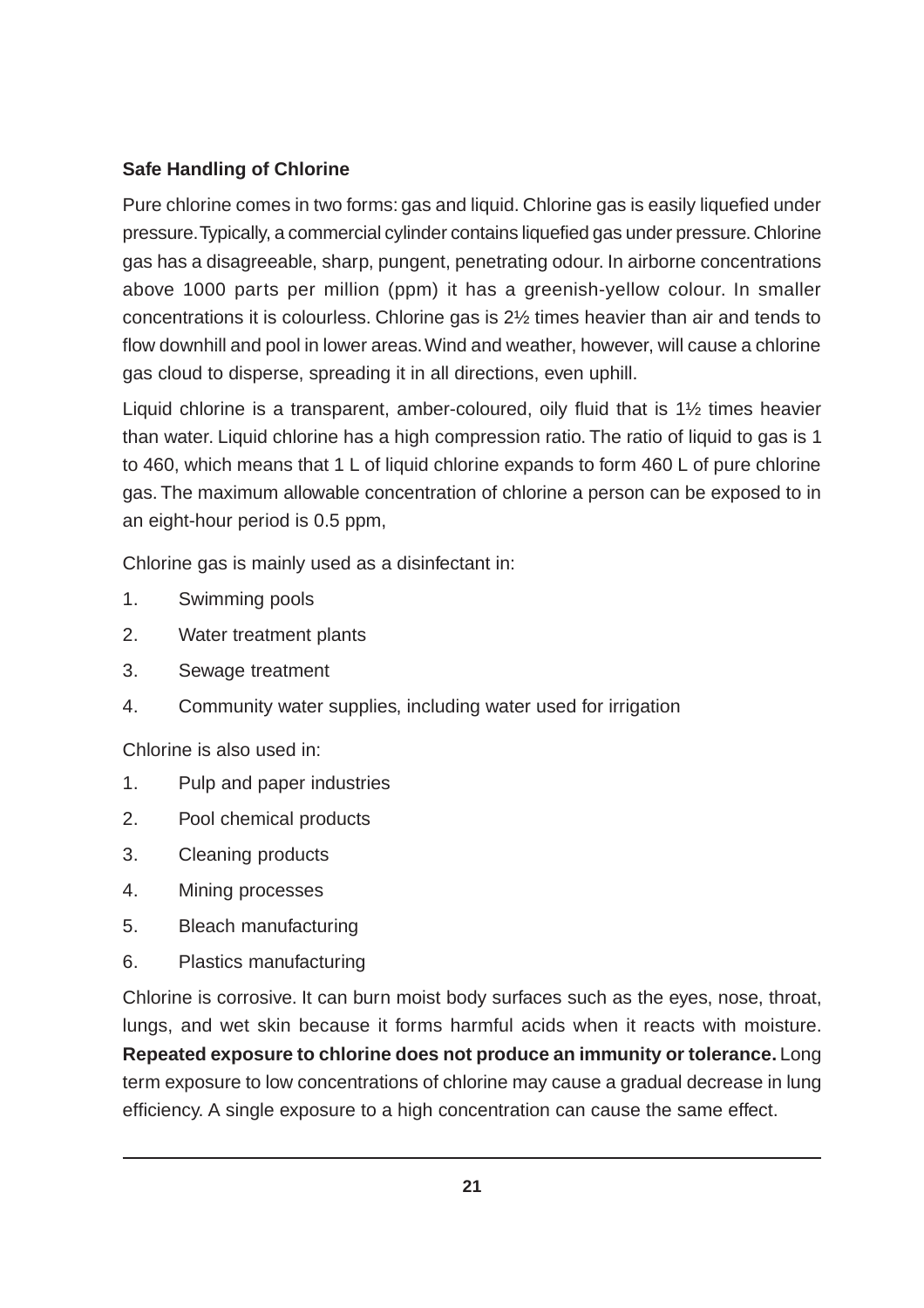**Safe Handling of Chlorine**

Pure chlorine comes in two forms: gas and liquid. Chlorine gas is easily liquefied under pressure. Typically, a commercial cylinder contains liquefied gas under pressure. Chlorine gas has a disagreeable, sharp, pungent, penetrating odour. In airborne concentrations above 1000 parts per million (ppm) it has a greenish-yellow colour. In smaller concentrations it is colourless. Chlorine gas is 2½ times heavier than air and tends to flow downhill and pool in lower areas. Wind and weather, however, will cause a chlorine gas cloud to disperse, spreading it in all directions, even uphill.

Liquid chlorine is a transparent, amber-coloured, oily fluid that is 1½ times heavier than water. Liquid chlorine has a high compression ratio. The ratio of liquid to gas is 1 to 460, which means that 1 L of liquid chlorine expands to form 460 L of pure chlorine gas. The maximum allowable concentration of chlorine a person can be exposed to in an eight-hour period is 0.5 ppm,

Chlorine gas is mainly used as a disinfectant in:

1. Swimming pools
2. Water treatment plants
3. Sewage treatment
4. Community water supplies, including water used for irrigation

Chlorine is also used in:

1. Pulp and paper industries
2. Pool chemical products
3. Cleaning products
4. Mining processes
5. Bleach manufacturing
6. Plastics manufacturing

Chlorine is corrosive. It can burn moist body surfaces such as the eyes, nose, throat, lungs, and wet skin because it forms harmful acids when it reacts with moisture. **Repeated exposure to chlorine does not produce an immunity or tolerance.** Long term exposure to low concentrations of chlorine may cause a gradual decrease in lung efficiency. A single exposure to a high concentration can cause the same effect.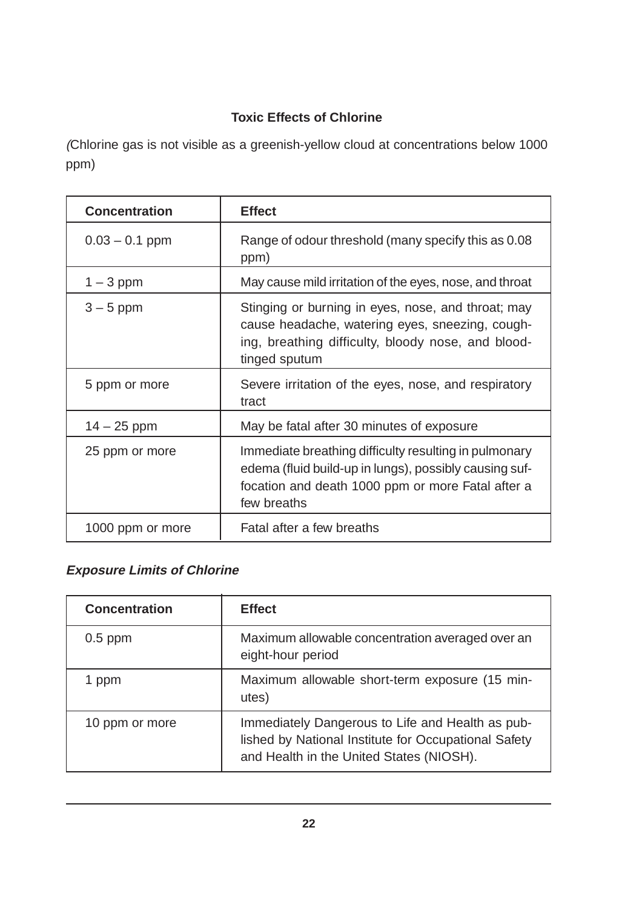### Toxic Effects of Chlorine

*(*Chlorine gas is not visible as a greenish-yellow cloud at concentrations below 1000 ppm)

| Concentration | Effect |
|---|---|
| 0.03 – 0.1 ppm | Range of odour threshold (many specify this as 0.08 ppm) |
| 1 – 3 ppm | May cause mild irritation of the eyes, nose, and throat |
| 3 – 5 ppm | Stinging or burning in eyes, nose, and throat; may cause headache, watering eyes, sneezing, coughing, breathing difficulty, bloody nose, and blood-tinged sputum |
| 5 ppm or more | Severe irritation of the eyes, nose, and respiratory tract |
| 14 – 25 ppm | May be fatal after 30 minutes of exposure |
| 25 ppm or more | Immediate breathing difficulty resulting in pulmonary edema (fluid build-up in lungs), possibly causing suffocation and death 1000 ppm or more Fatal after a few breaths |
| 1000 ppm or more | Fatal after a few breaths |

***Exposure Limits of Chlorine***

| Concentration | Effect |
|---|---|
| 0.5 ppm | Maximum allowable concentration averaged over an eight-hour period |
| 1 ppm | Maximum allowable short-term exposure (15 minutes) |
| 10 ppm or more | Immediately Dangerous to Life and Health as published by National Institute for Occupational Safety and Health in the United States (NIOSH). |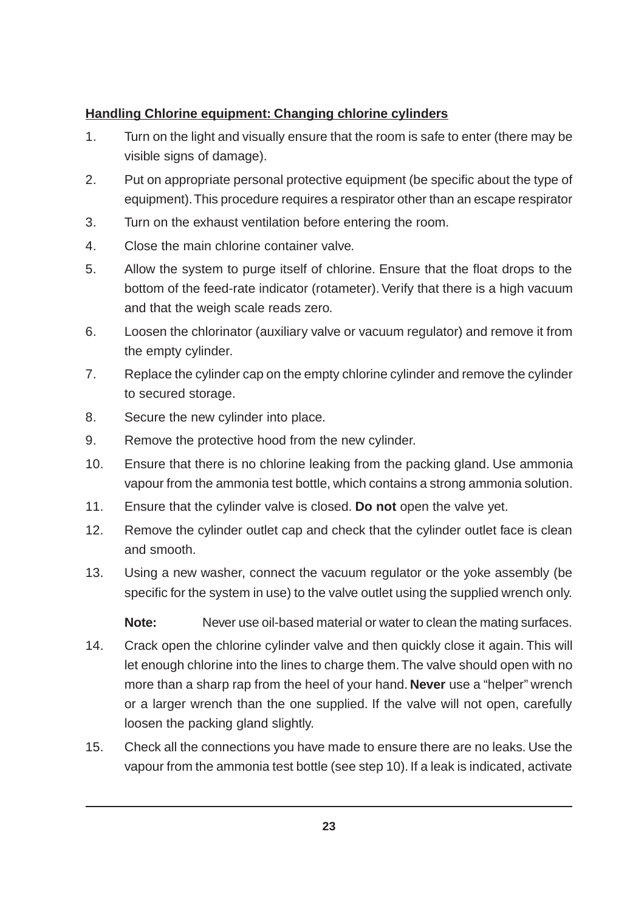**Handling Chlorine equipment: Changing chlorine cylinders**

1. Turn on the light and visually ensure that the room is safe to enter (there may be visible signs of damage).
2. Put on appropriate personal protective equipment (be specific about the type of equipment). This procedure requires a respirator other than an escape respirator
3. Turn on the exhaust ventilation before entering the room.
4. Close the main chlorine container valve.
5. Allow the system to purge itself of chlorine. Ensure that the float drops to the bottom of the feed-rate indicator (rotameter). Verify that there is a high vacuum and that the weigh scale reads zero.
6. Loosen the chlorinator (auxiliary valve or vacuum regulator) and remove it from the empty cylinder.
7. Replace the cylinder cap on the empty chlorine cylinder and remove the cylinder to secured storage.
8. Secure the new cylinder into place.
9. Remove the protective hood from the new cylinder.
10. Ensure that there is no chlorine leaking from the packing gland. Use ammonia vapour from the ammonia test bottle, which contains a strong ammonia solution.
11. Ensure that the cylinder valve is closed. **Do not** open the valve yet.
12. Remove the cylinder outlet cap and check that the cylinder outlet face is clean and smooth.
13. Using a new washer, connect the vacuum regulator or the yoke assembly (be specific for the system in use) to the valve outlet using the supplied wrench only.

    **Note:** Never use oil-based material or water to clean the mating surfaces.
14. Crack open the chlorine cylinder valve and then quickly close it again. This will let enough chlorine into the lines to charge them. The valve should open with no more than a sharp rap from the heel of your hand. **Never** use a "helper" wrench or a larger wrench than the one supplied. If the valve will not open, carefully loosen the packing gland slightly.
15. Check all the connections you have made to ensure there are no leaks. Use the vapour from the ammonia test bottle (see step 10). If a leak is indicated, activate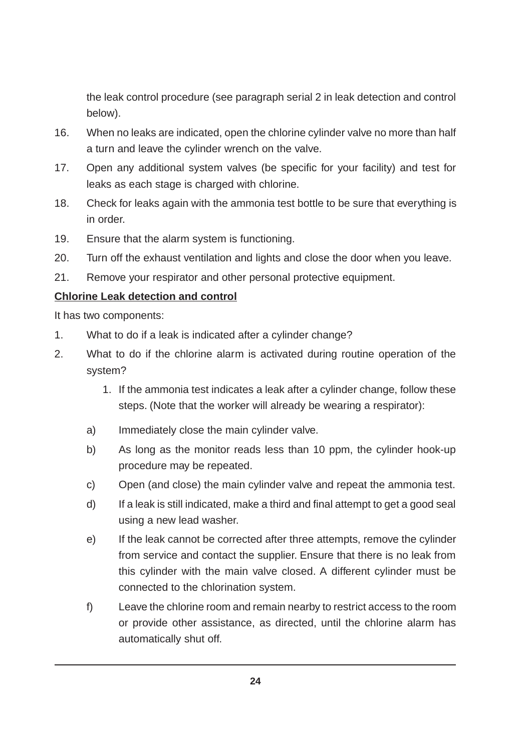the leak control procedure (see paragraph serial 2 in leak detection and control below).

16. When no leaks are indicated, open the chlorine cylinder valve no more than half a turn and leave the cylinder wrench on the valve.
17. Open any additional system valves (be specific for your facility) and test for leaks as each stage is charged with chlorine.
18. Check for leaks again with the ammonia test bottle to be sure that everything is in order.
19. Ensure that the alarm system is functioning.
20. Turn off the exhaust ventilation and lights and close the door when you leave.
21. Remove your respirator and other personal protective equipment.

**Chlorine Leak detection and control**

It has two components:

1. What to do if a leak is indicated after a cylinder change?
2. What to do if the chlorine alarm is activated during routine operation of the system?

    1. If the ammonia test indicates a leak after a cylinder change, follow these steps. (Note that the worker will already be wearing a respirator):

    a) Immediately close the main cylinder valve.

    b) As long as the monitor reads less than 10 ppm, the cylinder hook-up procedure may be repeated.

    c) Open (and close) the main cylinder valve and repeat the ammonia test.

    d) If a leak is still indicated, make a third and final attempt to get a good seal using a new lead washer.

    e) If the leak cannot be corrected after three attempts, remove the cylinder from service and contact the supplier. Ensure that there is no leak from this cylinder with the main valve closed. A different cylinder must be connected to the chlorination system.

    f) Leave the chlorine room and remain nearby to restrict access to the room or provide other assistance, as directed, until the chlorine alarm has automatically shut off.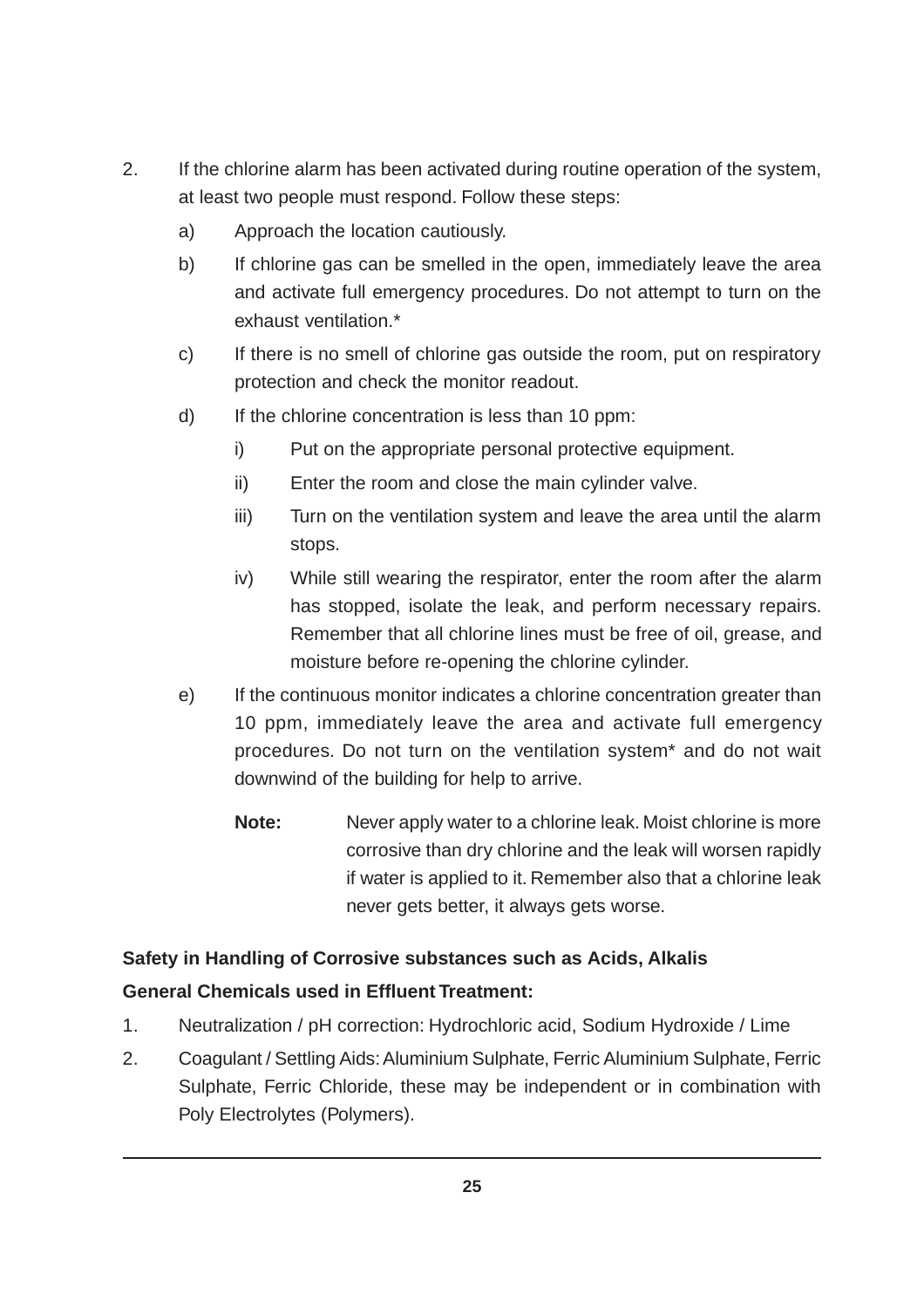2. If the chlorine alarm has been activated during routine operation of the system, at least two people must respond. Follow these steps:

   a) Approach the location cautiously.

   b) If chlorine gas can be smelled in the open, immediately leave the area and activate full emergency procedures. Do not attempt to turn on the exhaust ventilation.*

   c) If there is no smell of chlorine gas outside the room, put on respiratory protection and check the monitor readout.

   d) If the chlorine concentration is less than 10 ppm:

      i) Put on the appropriate personal protective equipment.

      ii) Enter the room and close the main cylinder valve.

      iii) Turn on the ventilation system and leave the area until the alarm stops.

      iv) While still wearing the respirator, enter the room after the alarm has stopped, isolate the leak, and perform necessary repairs. Remember that all chlorine lines must be free of oil, grease, and moisture before re-opening the chlorine cylinder.

   e) If the continuous monitor indicates a chlorine concentration greater than 10 ppm, immediately leave the area and activate full emergency procedures. Do not turn on the ventilation system* and do not wait downwind of the building for help to arrive.

      **Note:** Never apply water to a chlorine leak. Moist chlorine is more corrosive than dry chlorine and the leak will worsen rapidly if water is applied to it. Remember also that a chlorine leak never gets better, it always gets worse.

**Safety in Handling of Corrosive substances such as Acids, Alkalis**

**General Chemicals used in Effluent Treatment:**

1. Neutralization / pH correction: Hydrochloric acid, Sodium Hydroxide / Lime

2. Coagulant / Settling Aids: Aluminium Sulphate, Ferric Aluminium Sulphate, Ferric Sulphate, Ferric Chloride, these may be independent or in combination with Poly Electrolytes (Polymers).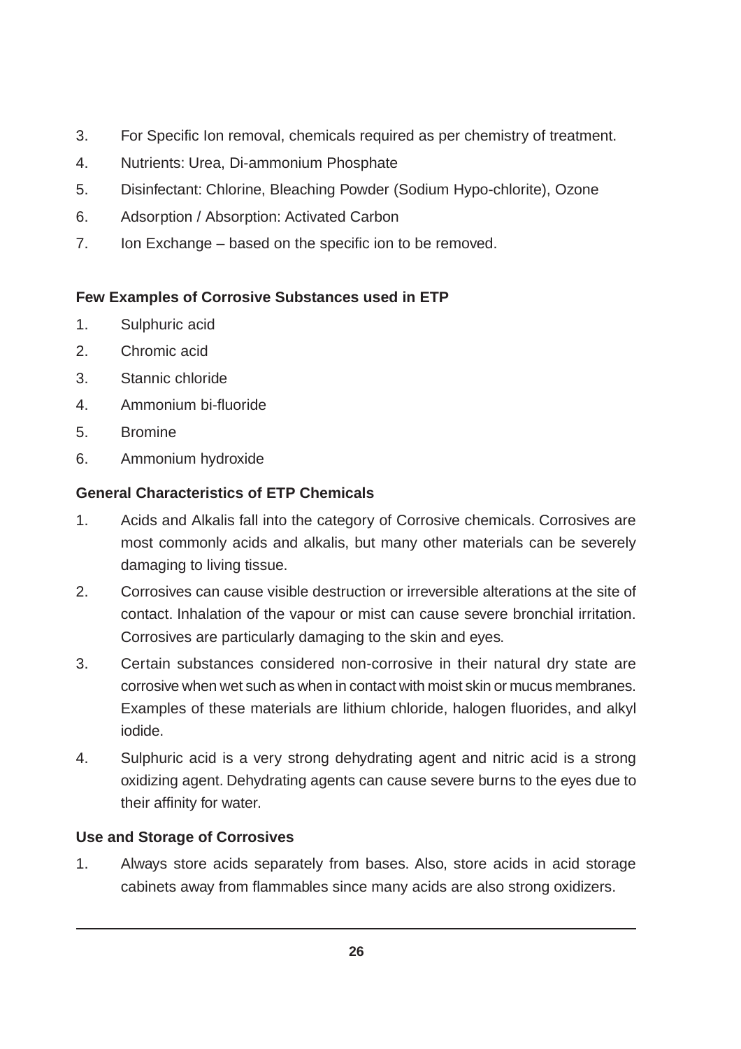3. For Specific Ion removal, chemicals required as per chemistry of treatment.
4. Nutrients: Urea, Di-ammonium Phosphate
5. Disinfectant: Chlorine, Bleaching Powder (Sodium Hypo-chlorite), Ozone
6. Adsorption / Absorption: Activated Carbon
7. Ion Exchange – based on the specific ion to be removed.

**Few Examples of Corrosive Substances used in ETP**

1. Sulphuric acid
2. Chromic acid
3. Stannic chloride
4. Ammonium bi-fluoride
5. Bromine
6. Ammonium hydroxide

**General Characteristics of ETP Chemicals**

1. Acids and Alkalis fall into the category of Corrosive chemicals. Corrosives are most commonly acids and alkalis, but many other materials can be severely damaging to living tissue.
2. Corrosives can cause visible destruction or irreversible alterations at the site of contact. Inhalation of the vapour or mist can cause severe bronchial irritation. Corrosives are particularly damaging to the skin and eyes.
3. Certain substances considered non-corrosive in their natural dry state are corrosive when wet such as when in contact with moist skin or mucus membranes. Examples of these materials are lithium chloride, halogen fluorides, and alkyl iodide.
4. Sulphuric acid is a very strong dehydrating agent and nitric acid is a strong oxidizing agent. Dehydrating agents can cause severe burns to the eyes due to their affinity for water.

**Use and Storage of Corrosives**

1. Always store acids separately from bases. Also, store acids in acid storage cabinets away from flammables since many acids are also strong oxidizers.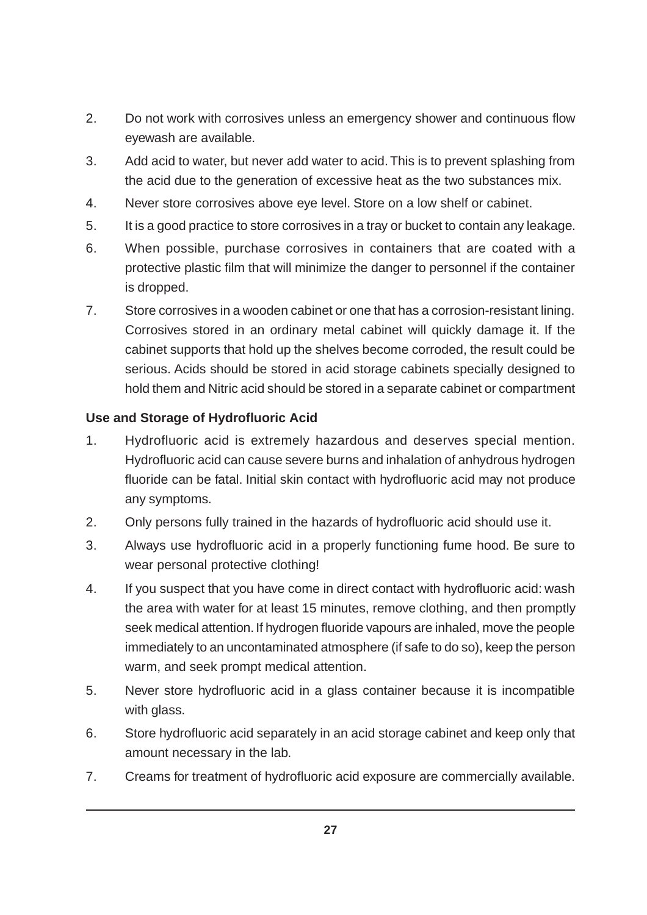2. Do not work with corrosives unless an emergency shower and continuous flow eyewash are available.
3. Add acid to water, but never add water to acid. This is to prevent splashing from the acid due to the generation of excessive heat as the two substances mix.
4. Never store corrosives above eye level. Store on a low shelf or cabinet.
5. It is a good practice to store corrosives in a tray or bucket to contain any leakage.
6. When possible, purchase corrosives in containers that are coated with a protective plastic film that will minimize the danger to personnel if the container is dropped.
7. Store corrosives in a wooden cabinet or one that has a corrosion-resistant lining. Corrosives stored in an ordinary metal cabinet will quickly damage it. If the cabinet supports that hold up the shelves become corroded, the result could be serious. Acids should be stored in acid storage cabinets specially designed to hold them and Nitric acid should be stored in a separate cabinet or compartment

**Use and Storage of Hydrofluoric Acid**

1. Hydrofluoric acid is extremely hazardous and deserves special mention. Hydrofluoric acid can cause severe burns and inhalation of anhydrous hydrogen fluoride can be fatal. Initial skin contact with hydrofluoric acid may not produce any symptoms.
2. Only persons fully trained in the hazards of hydrofluoric acid should use it.
3. Always use hydrofluoric acid in a properly functioning fume hood. Be sure to wear personal protective clothing!
4. If you suspect that you have come in direct contact with hydrofluoric acid: wash the area with water for at least 15 minutes, remove clothing, and then promptly seek medical attention. If hydrogen fluoride vapours are inhaled, move the people immediately to an uncontaminated atmosphere (if safe to do so), keep the person warm, and seek prompt medical attention.
5. Never store hydrofluoric acid in a glass container because it is incompatible with glass.
6. Store hydrofluoric acid separately in an acid storage cabinet and keep only that amount necessary in the lab.
7. Creams for treatment of hydrofluoric acid exposure are commercially available.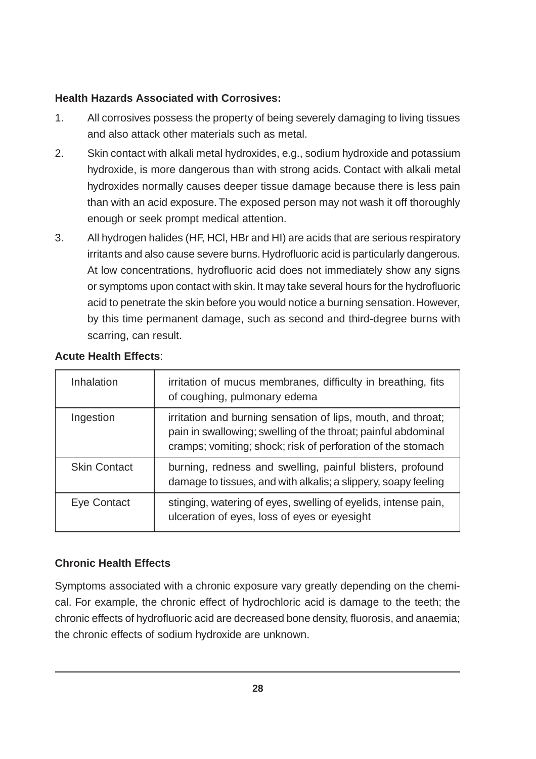**Health Hazards Associated with Corrosives:**

1. All corrosives possess the property of being severely damaging to living tissues and also attack other materials such as metal.
2. Skin contact with alkali metal hydroxides, e.g., sodium hydroxide and potassium hydroxide, is more dangerous than with strong acids. Contact with alkali metal hydroxides normally causes deeper tissue damage because there is less pain than with an acid exposure. The exposed person may not wash it off thoroughly enough or seek prompt medical attention.
3. All hydrogen halides (HF, HCl, HBr and HI) are acids that are serious respiratory irritants and also cause severe burns. Hydrofluoric acid is particularly dangerous. At low concentrations, hydrofluoric acid does not immediately show any signs or symptoms upon contact with skin. It may take several hours for the hydrofluoric acid to penetrate the skin before you would notice a burning sensation. However, by this time permanent damage, such as second and third-degree burns with scarring, can result.

**Acute Health Effects**:

| | |
|---|---|
| Inhalation | irritation of mucus membranes, difficulty in breathing, fits of coughing, pulmonary edema |
| Ingestion | irritation and burning sensation of lips, mouth, and throat; pain in swallowing; swelling of the throat; painful abdominal cramps; vomiting; shock; risk of perforation of the stomach |
| Skin Contact | burning, redness and swelling, painful blisters, profound damage to tissues, and with alkalis; a slippery, soapy feeling |
| Eye Contact | stinging, watering of eyes, swelling of eyelids, intense pain, ulceration of eyes, loss of eyes or eyesight |

**Chronic Health Effects**

Symptoms associated with a chronic exposure vary greatly depending on the chemical. For example, the chronic effect of hydrochloric acid is damage to the teeth; the chronic effects of hydrofluoric acid are decreased bone density, fluorosis, and anaemia; the chronic effects of sodium hydroxide are unknown.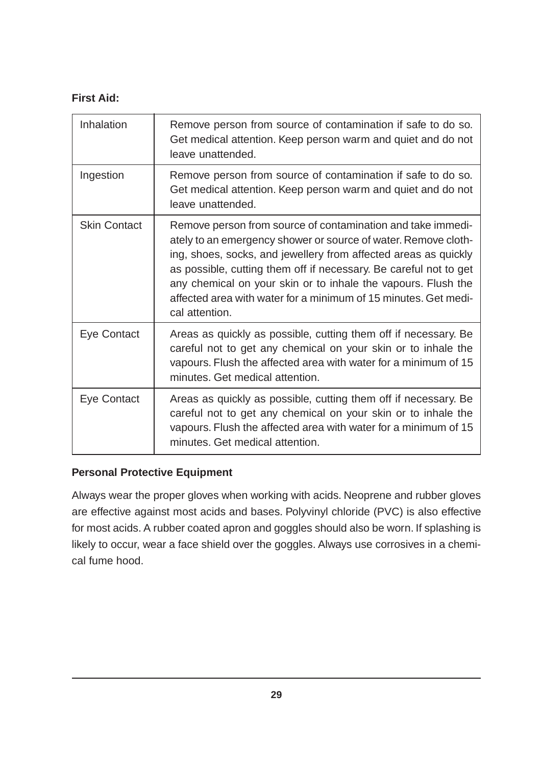**First Aid:**

| | |
|---|---|
| Inhalation | Remove person from source of contamination if safe to do so. Get medical attention. Keep person warm and quiet and do not leave unattended. |
| Ingestion | Remove person from source of contamination if safe to do so. Get medical attention. Keep person warm and quiet and do not leave unattended. |
| Skin Contact | Remove person from source of contamination and take immediately to an emergency shower or source of water. Remove clothing, shoes, socks, and jewellery from affected areas as quickly as possible, cutting them off if necessary. Be careful not to get any chemical on your skin or to inhale the vapours. Flush the affected area with water for a minimum of 15 minutes. Get medical attention. |
| Eye Contact | Areas as quickly as possible, cutting them off if necessary. Be careful not to get any chemical on your skin or to inhale the vapours. Flush the affected area with water for a minimum of 15 minutes. Get medical attention. |
| Eye Contact | Areas as quickly as possible, cutting them off if necessary. Be careful not to get any chemical on your skin or to inhale the vapours. Flush the affected area with water for a minimum of 15 minutes. Get medical attention. |

**Personal Protective Equipment**

Always wear the proper gloves when working with acids. Neoprene and rubber gloves are effective against most acids and bases. Polyvinyl chloride (PVC) is also effective for most acids. A rubber coated apron and goggles should also be worn. If splashing is likely to occur, wear a face shield over the goggles. Always use corrosives in a chemical fume hood.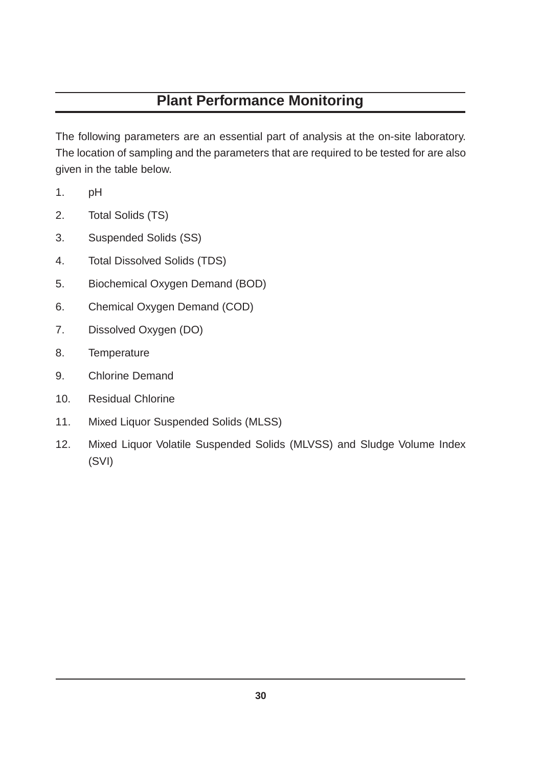## Plant Performance Monitoring

The following parameters are an essential part of analysis at the on-site laboratory. The location of sampling and the parameters that are required to be tested for are also given in the table below.

1. pH
2. Total Solids (TS)
3. Suspended Solids (SS)
4. Total Dissolved Solids (TDS)
5. Biochemical Oxygen Demand (BOD)
6. Chemical Oxygen Demand (COD)
7. Dissolved Oxygen (DO)
8. Temperature
9. Chlorine Demand
10. Residual Chlorine
11. Mixed Liquor Suspended Solids (MLSS)
12. Mixed Liquor Volatile Suspended Solids (MLVSS) and Sludge Volume Index (SVI)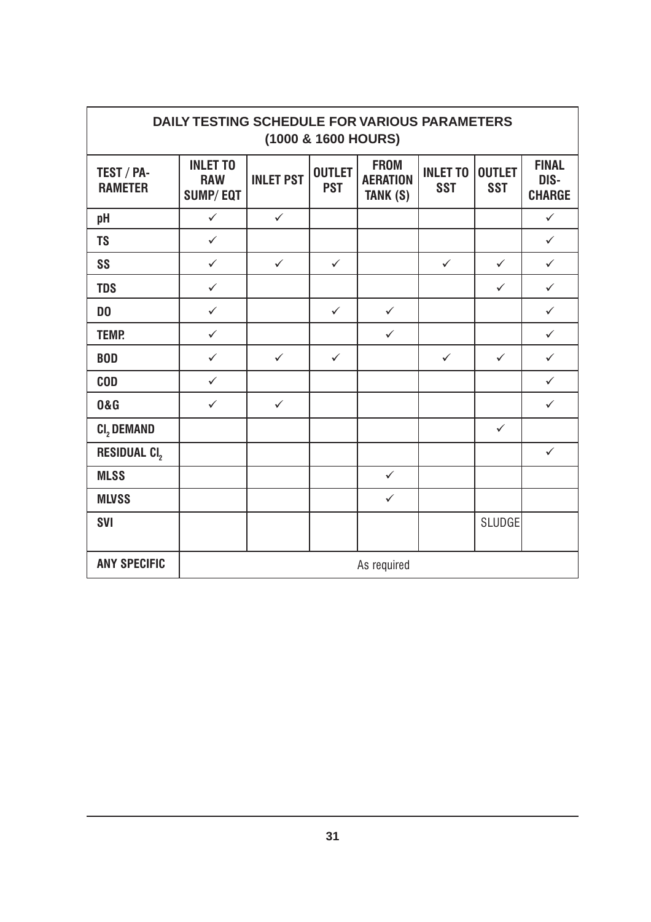## DAILY TESTING SCHEDULE FOR VARIOUS PARAMETERS (1000 & 1600 HOURS)

| TEST / PARAMETER | INLET TO RAW SUMP/ EQT | INLET PST | OUTLET PST | FROM AERATION TANK (S) | INLET TO SST | OUTLET SST | FINAL DISCHARGE |
|---|---|---|---|---|---|---|---|
| pH | ✓ | ✓ | | | | | ✓ |
| TS | ✓ | | | | | | ✓ |
| SS | ✓ | ✓ | ✓ | | ✓ | ✓ | ✓ |
| TDS | ✓ | | | | | ✓ | ✓ |
| DO | ✓ | | ✓ | ✓ | | | ✓ |
| TEMP. | ✓ | | | ✓ | | | ✓ |
| BOD | ✓ | ✓ | ✓ | | ✓ | ✓ | ✓ |
| COD | ✓ | | | | | | ✓ |
| O&G | ✓ | ✓ | | | | | ✓ |
| $Cl_2$ DEMAND | | | | | | ✓ | |
| RESIDUAL $Cl_2$ | | | | | | | ✓ |
| MLSS | | | | ✓ | | | |
| MLVSS | | | | ✓ | | | |
| SVI | | | | | | SLUDGE | |
| ANY SPECIFIC | As required | | | | | | |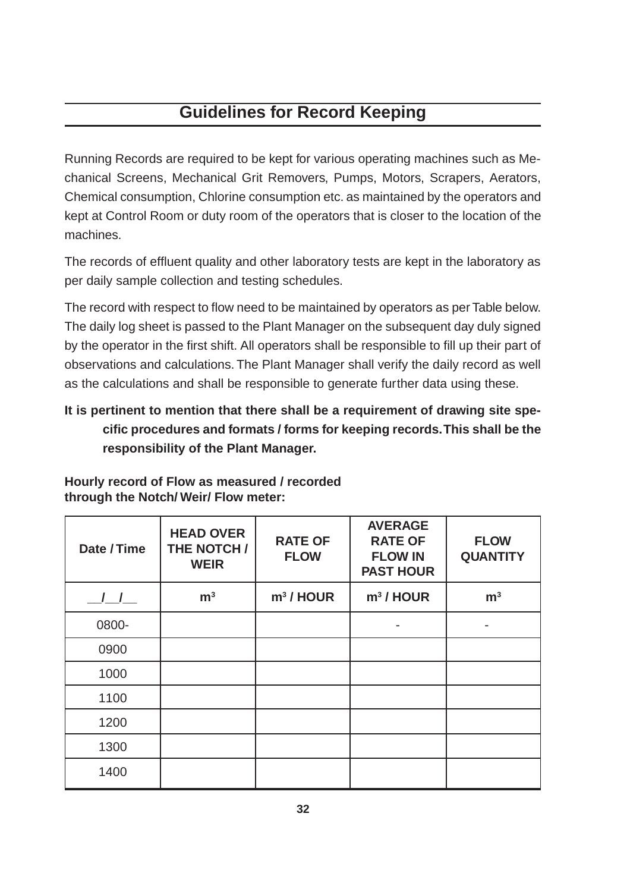## Guidelines for Record Keeping

Running Records are required to be kept for various operating machines such as Mechanical Screens, Mechanical Grit Removers, Pumps, Motors, Scrapers, Aerators, Chemical consumption, Chlorine consumption etc. as maintained by the operators and kept at Control Room or duty room of the operators that is closer to the location of the machines.

The records of effluent quality and other laboratory tests are kept in the laboratory as per daily sample collection and testing schedules.

The record with respect to flow need to be maintained by operators as per Table below. The daily log sheet is passed to the Plant Manager on the subsequent day duly signed by the operator in the first shift. All operators shall be responsible to fill up their part of observations and calculations. The Plant Manager shall verify the daily record as well as the calculations and shall be responsible to generate further data using these.

**It is pertinent to mention that there shall be a requirement of drawing site specific procedures and formats / forms for keeping records. This shall be the responsibility of the Plant Manager.**

**Hourly record of Flow as measured / recorded through the Notch/ Weir/ Flow meter:**

| Date / Time | HEAD OVER THE NOTCH / WEIR | RATE OF FLOW | AVERAGE RATE OF FLOW IN PAST HOUR | FLOW QUANTITY |
|---|---|---|---|---|
| __/__/__ | $m^3$ | $m^3$ / HOUR | $m^3$ / HOUR | $m^3$ |
| 0800- | | | - | - |
| 0900 | | | | |
| 1000 | | | | |
| 1100 | | | | |
| 1200 | | | | |
| 1300 | | | | |
| 1400 | | | | |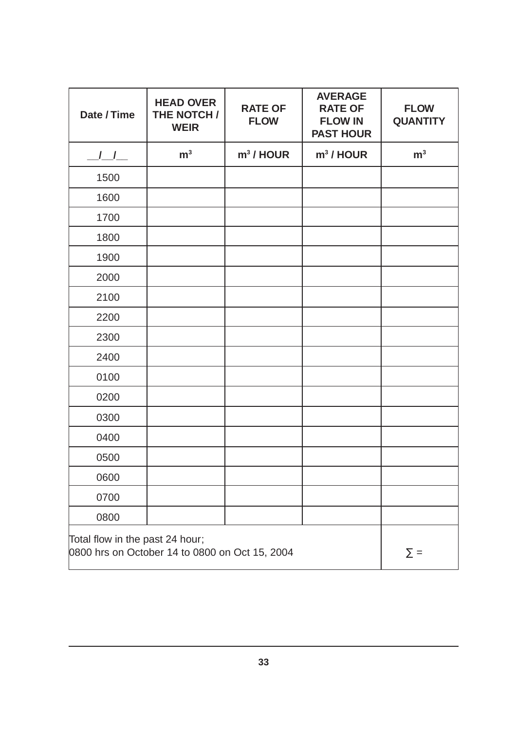| Date / Time | HEAD OVER THE NOTCH / WEIR | RATE OF FLOW | AVERAGE RATE OF FLOW IN PAST HOUR | FLOW QUANTITY |
|---|---|---|---|---|
| __/__/__ | $m^3$ | $m^3$ / HOUR | $m^3$ / HOUR | $m^3$ |
| 1500 | | | | |
| 1600 | | | | |
| 1700 | | | | |
| 1800 | | | | |
| 1900 | | | | |
| 2000 | | | | |
| 2100 | | | | |
| 2200 | | | | |
| 2300 | | | | |
| 2400 | | | | |
| 0100 | | | | |
| 0200 | | | | |
| 0300 | | | | |
| 0400 | | | | |
| 0500 | | | | |
| 0600 | | | | |
| 0700 | | | | |
| 0800 | | | | |
| Total flow in the past 24 hour; 0800 hrs on October 14 to 0800 on Oct 15, 2004 | | | | $\sum$ = |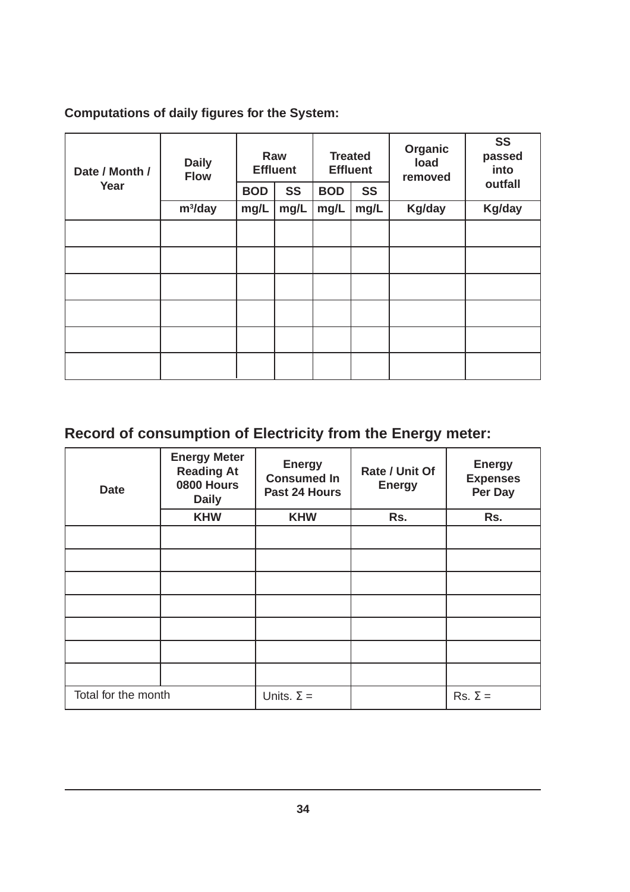**Computations of daily figures for the System:**

| Date / Month / Year | Daily Flow | Raw Effluent | | Treated Effluent | | Organic load removed | SS passed into outfall |
|---|---|---|---|---|---|---|---|
| | | BOD | SS | BOD | SS | | |
| | $m^3$/day | mg/L | mg/L | mg/L | mg/L | Kg/day | Kg/day |
| | | | | | | | |
| | | | | | | | |
| | | | | | | | |
| | | | | | | | |
| | | | | | | | |
| | | | | | | | |

## Record of consumption of Electricity from the Energy meter:

| Date | Energy Meter Reading At 0800 Hours Daily | Energy Consumed In Past 24 Hours | Rate / Unit Of Energy | Energy Expenses Per Day |
|---|---|---|---|---|
| | KHW | KHW | Rs. | Rs. |
| | | | | |
| | | | | |
| | | | | |
| | | | | |
| | | | | |
| | | | | |
| | | | | |
| Total for the month | | Units. Σ = | | Rs. Σ = |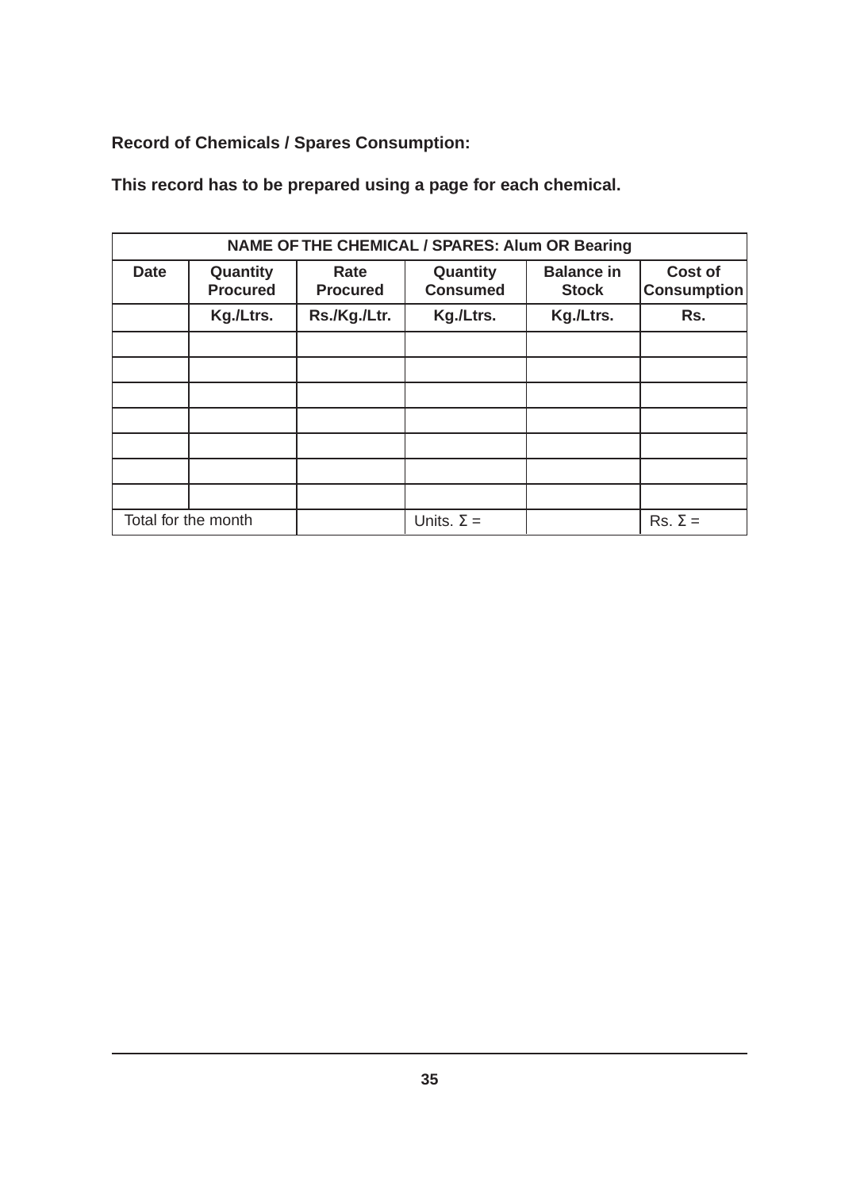**Record of Chemicals / Spares Consumption:**

**This record has to be prepared using a page for each chemical.**

| **NAME OF THE CHEMICAL / SPARES: Alum OR Bearing** | | | | | |
|---|---|---|---|---|---|
| **Date** | **Quantity Procured** | **Rate Procured** | **Quantity Consumed** | **Balance in Stock** | **Cost of Consumption** |
| | **Kg./Ltrs.** | **Rs./Kg./Ltr.** | **Kg./Ltrs.** | **Kg./Ltrs.** | **Rs.** |
| | | | | | |
| | | | | | |
| | | | | | |
| | | | | | |
| | | | | | |
| | | | | | |
| | | | | | |
| Total for the month | | | Units. $\Sigma$ = | | Rs. $\Sigma$ = |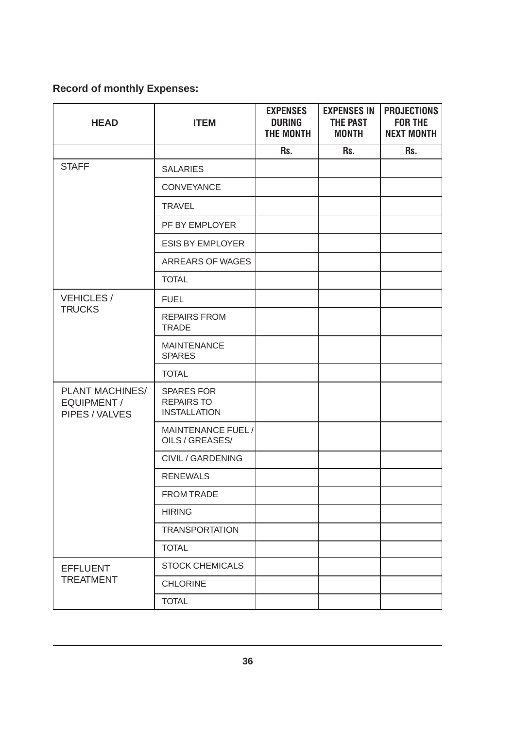**Record of monthly Expenses:**

| HEAD | ITEM | EXPENSES DURING THE MONTH | EXPENSES IN THE PAST MONTH | PROJECTIONS FOR THE NEXT MONTH |
|---|---|---|---|---|
| | | Rs. | Rs. | Rs. |
| STAFF | SALARIES | | | |
| | CONVEYANCE | | | |
| | TRAVEL | | | |
| | PF BY EMPLOYER | | | |
| | ESIS BY EMPLOYER | | | |
| | ARREARS OF WAGES | | | |
| | TOTAL | | | |
| VEHICLES / TRUCKS | FUEL | | | |
| | REPAIRS FROM TRADE | | | |
| | MAINTENANCE SPARES | | | |
| | TOTAL | | | |
| PLANT MACHINES/ EQUIPMENT / PIPES / VALVES | SPARES FOR REPAIRS TO INSTALLATION | | | |
| | MAINTENANCE FUEL / OILS / GREASES/ | | | |
| | CIVIL / GARDENING | | | |
| | RENEWALS | | | |
| | FROM TRADE | | | |
| | HIRING | | | |
| | TRANSPORTATION | | | |
| | TOTAL | | | |
| EFFLUENT TREATMENT | STOCK CHEMICALS | | | |
| | CHLORINE | | | |
| | TOTAL | | | |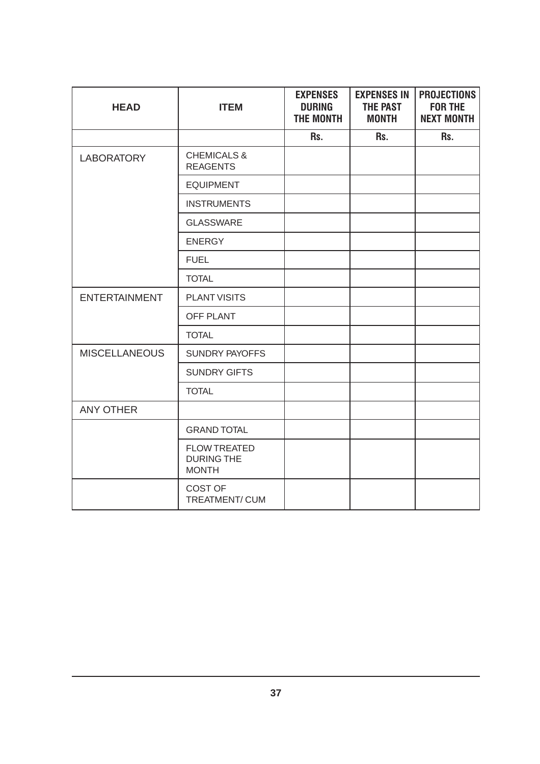| HEAD | ITEM | EXPENSES DURING THE MONTH | EXPENSES IN THE PAST MONTH | PROJECTIONS FOR THE NEXT MONTH |
|---|---|---|---|---|
| | | Rs. | Rs. | Rs. |
| LABORATORY | CHEMICALS & REAGENTS | | | |
| | EQUIPMENT | | | |
| | INSTRUMENTS | | | |
| | GLASSWARE | | | |
| | ENERGY | | | |
| | FUEL | | | |
| | TOTAL | | | |
| ENTERTAINMENT | PLANT VISITS | | | |
| | OFF PLANT | | | |
| | TOTAL | | | |
| MISCELLANEOUS | SUNDRY PAYOFFS | | | |
| | SUNDRY GIFTS | | | |
| | TOTAL | | | |
| ANY OTHER | | | | |
| | GRAND TOTAL | | | |
| | FLOW TREATED DURING THE MONTH | | | |
| | COST OF TREATMENT/ CUM | | | |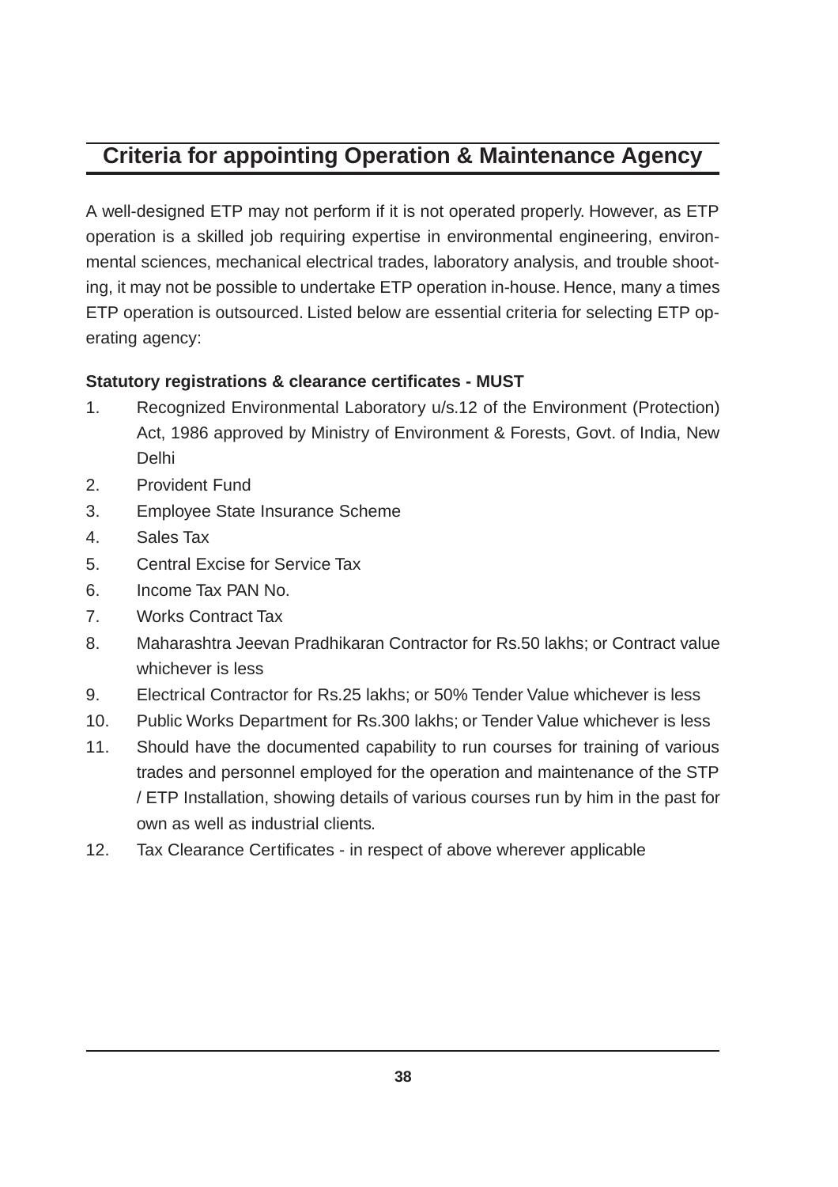## Criteria for appointing Operation & Maintenance Agency

A well-designed ETP may not perform if it is not operated properly. However, as ETP operation is a skilled job requiring expertise in environmental engineering, environmental sciences, mechanical electrical trades, laboratory analysis, and trouble shooting, it may not be possible to undertake ETP operation in-house. Hence, many a times ETP operation is outsourced. Listed below are essential criteria for selecting ETP operating agency:

**Statutory registrations & clearance certificates - MUST**

1. Recognized Environmental Laboratory u/s.12 of the Environment (Protection) Act, 1986 approved by Ministry of Environment & Forests, Govt. of India, New Delhi
2. Provident Fund
3. Employee State Insurance Scheme
4. Sales Tax
5. Central Excise for Service Tax
6. Income Tax PAN No.
7. Works Contract Tax
8. Maharashtra Jeevan Pradhikaran Contractor for Rs.50 lakhs; or Contract value whichever is less
9. Electrical Contractor for Rs.25 lakhs; or 50% Tender Value whichever is less
10. Public Works Department for Rs.300 lakhs; or Tender Value whichever is less
11. Should have the documented capability to run courses for training of various trades and personnel employed for the operation and maintenance of the STP / ETP Installation, showing details of various courses run by him in the past for own as well as industrial clients.
12. Tax Clearance Certificates - in respect of above wherever applicable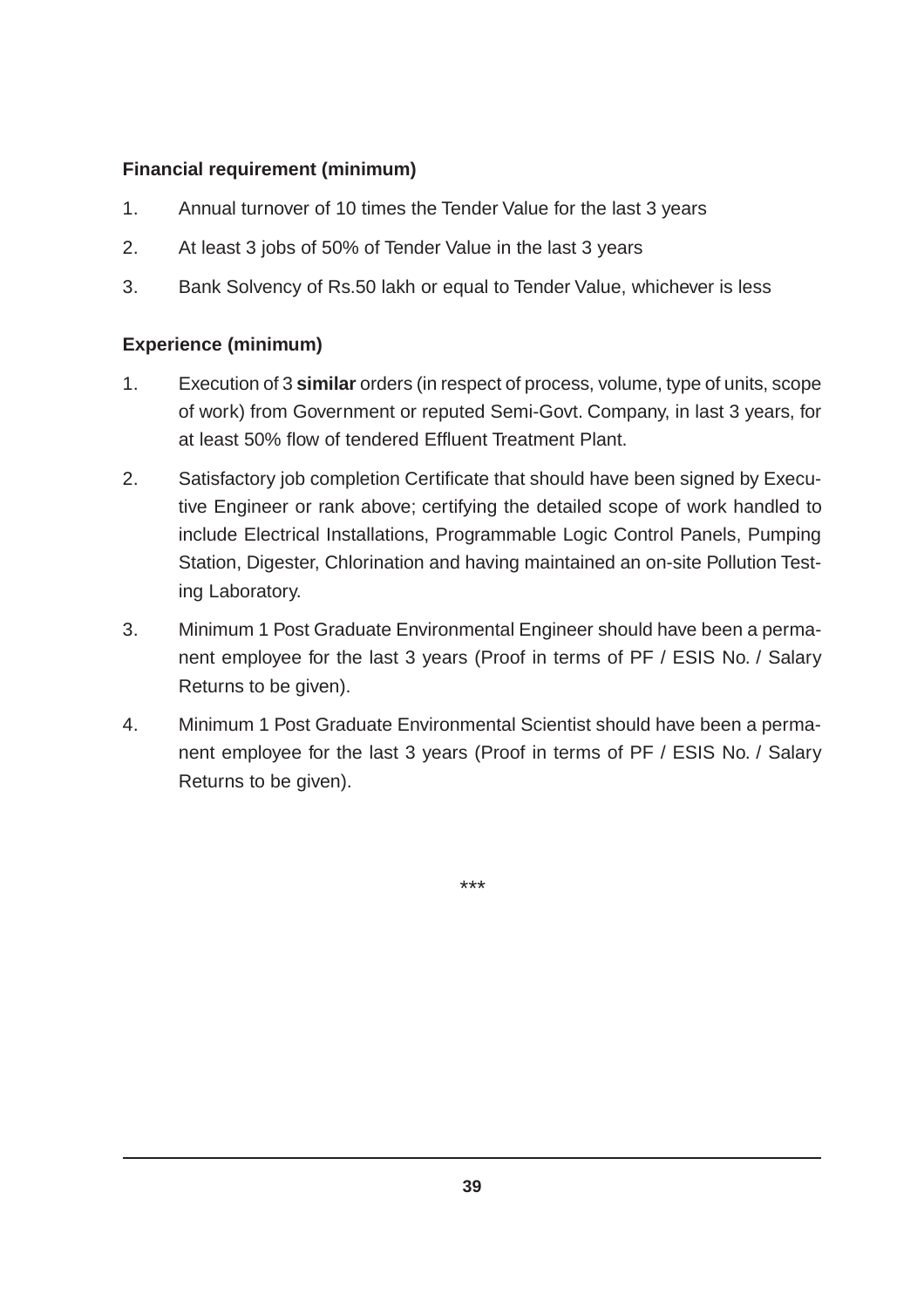**Financial requirement (minimum)**

1. Annual turnover of 10 times the Tender Value for the last 3 years
2. At least 3 jobs of 50% of Tender Value in the last 3 years
3. Bank Solvency of Rs.50 lakh or equal to Tender Value, whichever is less

**Experience (minimum)**

1. Execution of 3 **similar** orders (in respect of process, volume, type of units, scope of work) from Government or reputed Semi-Govt. Company, in last 3 years, for at least 50% flow of tendered Effluent Treatment Plant.
2. Satisfactory job completion Certificate that should have been signed by Executive Engineer or rank above; certifying the detailed scope of work handled to include Electrical Installations, Programmable Logic Control Panels, Pumping Station, Digester, Chlorination and having maintained an on-site Pollution Testing Laboratory.
3. Minimum 1 Post Graduate Environmental Engineer should have been a permanent employee for the last 3 years (Proof in terms of PF / ESIS No. / Salary Returns to be given).
4. Minimum 1 Post Graduate Environmental Scientist should have been a permanent employee for the last 3 years (Proof in terms of PF / ESIS No. / Salary Returns to be given).

***